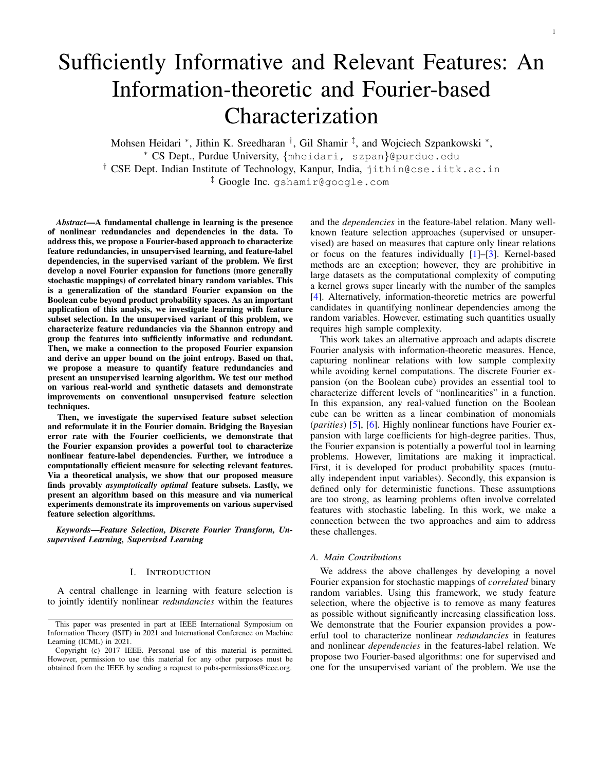# Sufficiently Informative and Relevant Features: An Information-theoretic and Fourier-based Characterization

Mohsen Heidari [*], Jithin K. Sreedharan [†], Gil Shamir [‡], and Wojciech Szpankowski [*],

[*] CS Dept., Purdue University, {mheidari, szpan}@purdue.edu

[†] CSE Dept. Indian Institute of Technology, Kanpur, India, jithin@cse.iitk.ac.in

[‡] Google Inc. gshamir@google.com

***Abstract*—A fundamental challenge in learning is the presence of nonlinear redundancies and dependencies in the data. To address this, we propose a Fourier-based approach to characterize feature redundancies, in unsupervised learning, and feature-label dependencies, in the supervised variant of the problem. We first develop a novel Fourier expansion for functions (more generally stochastic mappings) of correlated binary random variables. This is a generalization of the standard Fourier expansion on the Boolean cube beyond product probability spaces. As an important application of this analysis, we investigate learning with feature subset selection. In the unsupervised variant of this problem, we characterize feature redundancies via the Shannon entropy and group the features into sufficiently informative and redundant. Then, we make a connection to the proposed Fourier expansion and derive an upper bound on the joint entropy. Based on that, we propose a measure to quantify feature redundancies and present an unsupervised learning algorithm. We test our method on various real-world and synthetic datasets and demonstrate improvements on conventional unsupervised feature selection techniques.**

**Then, we investigate the supervised feature subset selection and reformulate it in the Fourier domain. Bridging the Bayesian error rate with the Fourier coefficients, we demonstrate that the Fourier expansion provides a powerful tool to characterize nonlinear feature-label dependencies. Further, we introduce a computationally efficient measure for selecting relevant features. Via a theoretical analysis, we show that our proposed measure finds provably *asymptotically optimal* feature subsets. Lastly, we present an algorithm based on this measure and via numerical experiments demonstrate its improvements on various supervised feature selection algorithms.**

***Keywords*—*Feature Selection, Discrete Fourier Transform, Unsupervised Learning, Supervised Learning***

## I. Introduction

A central challenge in learning with feature selection is to jointly identify nonlinear *redundancies* within the features and the *dependencies* in the feature-label relation. Many well-known feature selection approaches (supervised or unsupervised) are based on measures that capture only linear relations or focus on the features individually [1]–[3]. Kernel-based methods are an exception; however, they are prohibitive in large datasets as the computational complexity of computing a kernel grows super linearly with the number of the samples [4]. Alternatively, information-theoretic metrics are powerful candidates in quantifying nonlinear dependencies among the random variables. However, estimating such quantities usually requires high sample complexity.

This work takes an alternative approach and adapts discrete Fourier analysis with information-theoretic measures. Hence, capturing nonlinear relations with low sample complexity while avoiding kernel computations. The discrete Fourier expansion (on the Boolean cube) provides an essential tool to characterize different levels of "nonlinearities" in a function. In this expansion, any real-valued function on the Boolean cube can be written as a linear combination of monomials (*parities*) [5], [6]. Highly nonlinear functions have Fourier expansion with large coefficients for high-degree parities. Thus, the Fourier expansion is potentially a powerful tool in learning problems. However, limitations are making it impractical. First, it is developed for product probability spaces (mutually independent input variables). Secondly, this expansion is defined only for deterministic functions. These assumptions are too strong, as learning problems often involve correlated features with stochastic labeling. In this work, we make a connection between the two approaches and aim to address these challenges.

### A. Main Contributions

We address the above challenges by developing a novel Fourier expansion for stochastic mappings of *correlated* binary random variables. Using this framework, we study feature selection, where the objective is to remove as many features as possible without significantly increasing classification loss. We demonstrate that the Fourier expansion provides a powerful tool to characterize nonlinear *redundancies* in features and nonlinear *dependencies* in the features-label relation. We propose two Fourier-based algorithms: one for supervised and one for the unsupervised variant of the problem. We use the

---

This paper was presented in part at IEEE International Symposium on Information Theory (ISIT) in 2021 and International Conference on Machine Learning (ICML) in 2021.

Copyright (c) 2017 IEEE. Personal use of this material is permitted. However, permission to use this material for any other purposes must be obtained from the IEEE by sending a request to pubs-permissions@ieee.org.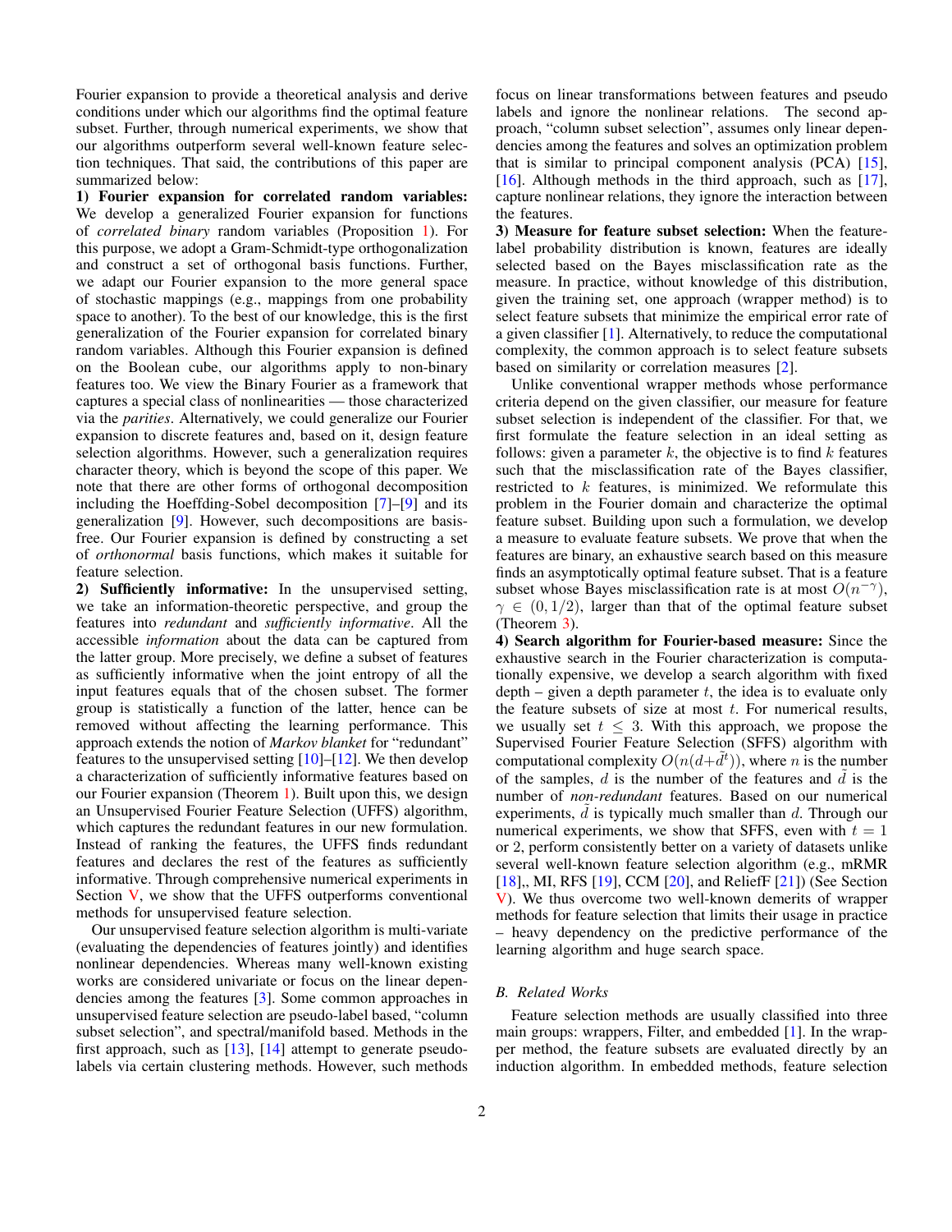Fourier expansion to provide a theoretical analysis and derive conditions under which our algorithms find the optimal feature subset. Further, through numerical experiments, we show that our algorithms outperform several well-known feature selection techniques. That said, the contributions of this paper are summarized below:

**1) Fourier expansion for correlated random variables:** We develop a generalized Fourier expansion for functions of *correlated binary* random variables (Proposition 1). For this purpose, we adopt a Gram-Schmidt-type orthogonalization and construct a set of orthogonal basis functions. Further, we adapt our Fourier expansion to the more general space of stochastic mappings (e.g., mappings from one probability space to another). To the best of our knowledge, this is the first generalization of the Fourier expansion for correlated binary random variables. Although this Fourier expansion is defined on the Boolean cube, our algorithms apply to non-binary features too. We view the Binary Fourier as a framework that captures a special class of nonlinearities — those characterized via the *parities*. Alternatively, we could generalize our Fourier expansion to discrete features and, based on it, design feature selection algorithms. However, such a generalization requires character theory, which is beyond the scope of this paper. We note that there are other forms of orthogonal decomposition including the Hoeffding-Sobel decomposition [7]–[9] and its generalization [9]. However, such decompositions are basis-free. Our Fourier expansion is defined by constructing a set of *orthonormal* basis functions, which makes it suitable for feature selection.

**2) Sufficiently informative:** In the unsupervised setting, we take an information-theoretic perspective, and group the features into *redundant* and *sufficiently informative*. All the accessible *information* about the data can be captured from the latter group. More precisely, we define a subset of features as sufficiently informative when the joint entropy of all the input features equals that of the chosen subset. The former group is statistically a function of the latter, hence can be removed without affecting the learning performance. This approach extends the notion of *Markov blanket* for "redundant" features to the unsupervised setting [10]–[12]. We then develop a characterization of sufficiently informative features based on our Fourier expansion (Theorem 1). Built upon this, we design an Unsupervised Fourier Feature Selection (UFFS) algorithm, which captures the redundant features in our new formulation. Instead of ranking the features, the UFFS finds redundant features and declares the rest of the features as sufficiently informative. Through comprehensive numerical experiments in Section V, we show that the UFFS outperforms conventional methods for unsupervised feature selection.

Our unsupervised feature selection algorithm is multi-variate (evaluating the dependencies of features jointly) and identifies nonlinear dependencies. Whereas many well-known existing works are considered univariate or focus on the linear dependencies among the features [3]. Some common approaches in unsupervised feature selection are pseudo-label based, "column subset selection", and spectral/manifold based. Methods in the first approach, such as [13], [14] attempt to generate pseudo-labels via certain clustering methods. However, such methods focus on linear transformations between features and pseudo labels and ignore the nonlinear relations. The second approach, "column subset selection", assumes only linear dependencies among the features and solves an optimization problem that is similar to principal component analysis (PCA) [15], [16]. Although methods in the third approach, such as [17], capture nonlinear relations, they ignore the interaction between the features.

**3) Measure for feature subset selection:** When the feature-label probability distribution is known, features are ideally selected based on the Bayes misclassification rate as the measure. In practice, without knowledge of this distribution, given the training set, one approach (wrapper method) is to select feature subsets that minimize the empirical error rate of a given classifier [1]. Alternatively, to reduce the computational complexity, the common approach is to select feature subsets based on similarity or correlation measures [2].

Unlike conventional wrapper methods whose performance criteria depend on the given classifier, our measure for feature subset selection is independent of the classifier. For that, we first formulate the feature selection in an ideal setting as follows: given a parameter $k$, the objective is to find $k$ features such that the misclassification rate of the Bayes classifier, restricted to $k$ features, is minimized. We reformulate this problem in the Fourier domain and characterize the optimal feature subset. Building upon such a formulation, we develop a measure to evaluate feature subsets. We prove that when the features are binary, an exhaustive search based on this measure finds an asymptotically optimal feature subset. That is a feature subset whose Bayes misclassification rate is at most $O(n^{-\gamma})$, $\gamma \in (0, 1/2)$, larger than that of the optimal feature subset (Theorem 3).

**4) Search algorithm for Fourier-based measure:** Since the exhaustive search in the Fourier characterization is computationally expensive, we develop a search algorithm with fixed depth – given a depth parameter $t$, the idea is to evaluate only the feature subsets of size at most $t$. For numerical results, we usually set $t \leq 3$. With this approach, we propose the Supervised Fourier Feature Selection (SFFS) algorithm with computational complexity $O(n(d+\tilde{d}^t))$, where $n$ is the number of the samples, $d$ is the number of the features and $\tilde{d}$ is the number of *non-redundant* features. Based on our numerical experiments, $\tilde{d}$ is typically much smaller than $d$. Through our numerical experiments, we show that SFFS, even with $t = 1$ or 2, perform consistently better on a variety of datasets unlike several well-known feature selection algorithm (e.g., mRMR [18],, MI, RFS [19], CCM [20], and ReliefF [21]) (See Section V). We thus overcome two well-known demerits of wrapper methods for feature selection that limits their usage in practice – heavy dependency on the predictive performance of the learning algorithm and huge search space.

### B. Related Works

Feature selection methods are usually classified into three main groups: wrappers, Filter, and embedded [1]. In the wrapper method, the feature subsets are evaluated directly by an induction algorithm. In embedded methods, feature selection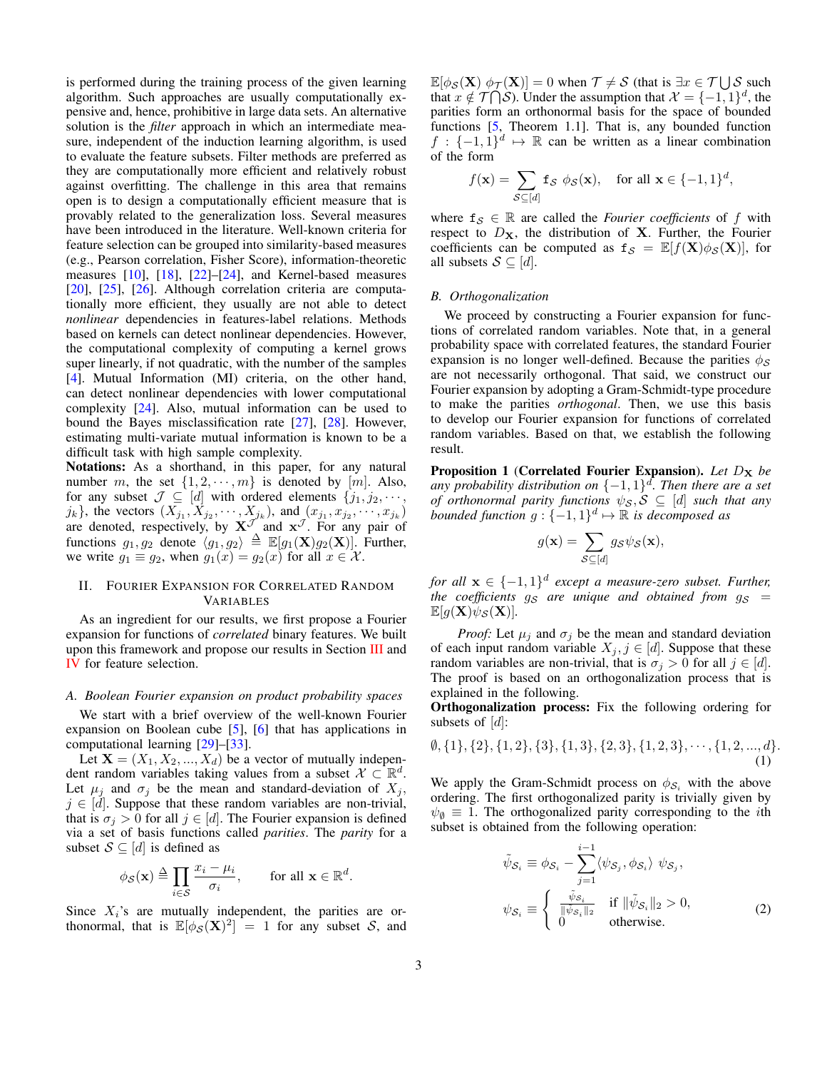is performed during the training process of the given learning algorithm. Such approaches are usually computationally expensive and, hence, prohibitive in large data sets. An alternative solution is the *filter* approach in which an intermediate measure, independent of the induction learning algorithm, is used to evaluate the feature subsets. Filter methods are preferred as they are computationally more efficient and relatively robust against overfitting. The challenge in this area that remains open is to design a computationally efficient measure that is provably related to the generalization loss. Several measures have been introduced in the literature. Well-known criteria for feature selection can be grouped into similarity-based measures (e.g., Pearson correlation, Fisher Score), information-theoretic measures [10], [18], [22]–[24], and Kernel-based measures [20], [25], [26]. Although correlation criteria are computationally more efficient, they usually are not able to detect *nonlinear* dependencies in features-label relations. Methods based on kernels can detect nonlinear dependencies. However, the computational complexity of computing a kernel grows super linearly, if not quadratic, with the number of the samples [4]. Mutual Information (MI) criteria, on the other hand, can detect nonlinear dependencies with lower computational complexity [24]. Also, mutual information can be used to bound the Bayes misclassification rate [27], [28]. However, estimating multi-variate mutual information is known to be a difficult task with high sample complexity.

**Notations:** As a shorthand, in this paper, for any natural number $m$, the set $\{1, 2, \cdots, m\}$ is denoted by $[m]$. Also, for any subset $\mathcal{J} \subseteq [d]$ with ordered elements $\{j_1, j_2, \cdots, j_k\}$, the vectors $(X_{j_1}, X_{j_2}, \cdots, X_{j_k})$, and $(x_{j_1}, x_{j_2}, \cdots, x_{j_k})$ are denoted, respectively, by $\mathbf{X}^{\mathcal{J}}$ and $\mathbf{x}^{\mathcal{J}}$. For any pair of functions $g_1, g_2$ denote $\langle g_1, g_2 \rangle \triangleq \mathbb{E}[g_1(\mathbf{X}) g_2(\mathbf{X})]$. Further, we write $g_1 \equiv g_2$, when $g_1(x) = g_2(x)$ for all $x \in \mathcal{X}$.

## II. Fourier Expansion for Correlated Random Variables

As an ingredient for our results, we first propose a Fourier expansion for functions of *correlated* binary features. We built upon this framework and propose our results in Section III and IV for feature selection.

### A. Boolean Fourier expansion on product probability spaces

We start with a brief overview of the well-known Fourier expansion on Boolean cube [5], [6] that has applications in computational learning [29]–[33].

Let $\mathbf{X} = (X_1, X_2, ..., X_d)$ be a vector of mutually independent random variables taking values from a subset $\mathcal{X} \subset \mathbb{R}^d$. Let $\mu_j$ and $\sigma_j$ be the mean and standard-deviation of $X_j$, $j \in [d]$. Suppose that these random variables are non-trivial, that is $\sigma_j > 0$ for all $j \in [d]$. The Fourier expansion is defined via a set of basis functions called *parities*. The *parity* for a subset $\mathcal{S} \subseteq [d]$ is defined as

$$\phi_{\mathcal{S}}(\mathbf{x}) \triangleq \prod_{i \in \mathcal{S}} \frac{x_i - \mu_i}{\sigma_i}, \qquad \text{for all } \mathbf{x} \in \mathbb{R}^d.$$

Since $X_i$'s are mutually independent, the parities are orthonormal, that is $\mathbb{E}[\phi_{\mathcal{S}}(\mathbf{X})^2] = 1$ for any subset $\mathcal{S}$, and $\mathbb{E}[\phi_{\mathcal{S}}(\mathbf{X})\, \phi_{\mathcal{T}}(\mathbf{X})] = 0$ when $\mathcal{T} \neq \mathcal{S}$ (that is $\exists x \in \mathcal{T} \bigcup \mathcal{S}$ such that $x \notin \mathcal{T} \bigcap \mathcal{S}$). Under the assumption that $\mathcal{X} = \{-1, 1\}^d$, the parities form an orthonormal basis for the space of bounded functions [5, Theorem 1.1]. That is, any bounded function $f : \{-1, 1\}^d \mapsto \mathbb{R}$ can be written as a linear combination of the form

$$f(\mathbf{x}) = \sum_{\mathcal{S} \subseteq [d]} \mathtt{f}_{\mathcal{S}}\ \phi_{\mathcal{S}}(\mathbf{x}), \quad \text{for all } \mathbf{x} \in \{-1, 1\}^d,$$

where $\mathtt{f}_{\mathcal{S}} \in \mathbb{R}$ are called the *Fourier coefficients* of $f$ with respect to $D_{\mathbf{X}}$, the distribution of $\mathbf{X}$. Further, the Fourier coefficients can be computed as $\mathtt{f}_{\mathcal{S}} = \mathbb{E}[f(\mathbf{X}) \phi_{\mathcal{S}}(\mathbf{X})]$, for all subsets $\mathcal{S} \subseteq [d]$.

### B. Orthogonalization

We proceed by constructing a Fourier expansion for functions of correlated random variables. Note that, in a general probability space with correlated features, the standard Fourier expansion is no longer well-defined. Because the parities $\phi_{\mathcal{S}}$ are not necessarily orthogonal. That said, we construct our Fourier expansion by adopting a Gram-Schmidt-type procedure to make the parities *orthogonal*. Then, we use this basis to develop our Fourier expansion for functions of correlated random variables. Based on that, we establish the following result.

**Proposition 1 (Correlated Fourier Expansion).** *Let $D_{\mathbf{X}}$ be any probability distribution on $\{-1, 1\}^d$. Then there are a set of orthonormal parity functions $\psi_{\mathcal{S}}, \mathcal{S} \subseteq [d]$ such that any bounded function $g : \{-1, 1\}^d \mapsto \mathbb{R}$ is decomposed as*

$$g(\mathbf{x}) = \sum_{\mathcal{S} \subseteq [d]} g_{\mathcal{S}} \psi_{\mathcal{S}}(\mathbf{x}),$$

*for all $\mathbf{x} \in \{-1, 1\}^d$ except a measure-zero subset. Further, the coefficients $g_{\mathcal{S}}$ are unique and obtained from $g_{\mathcal{S}} = \mathbb{E}[g(\mathbf{X}) \psi_{\mathcal{S}}(\mathbf{X})]$.*

*Proof:* Let $\mu_j$ and $\sigma_j$ be the mean and standard deviation of each input random variable $X_j, j \in [d]$. Suppose that these random variables are non-trivial, that is $\sigma_j > 0$ for all $j \in [d]$. The proof is based on an orthogonalization process that is explained in the following.

**Orthogonalization process:** Fix the following ordering for subsets of $[d]$:

$$\emptyset, \{1\}, \{2\}, \{1, 2\}, \{3\}, \{1, 3\}, \{2, 3\}, \{1, 2, 3\}, \cdots, \{1, 2, ..., d\}. \tag{1}$$

We apply the Gram-Schmidt process on $\phi_{\mathcal{S}_i}$ with the above ordering. The first orthogonalized parity is trivially given by $\psi_\emptyset \equiv 1$. The orthogonalized parity corresponding to the $i$th subset is obtained from the following operation:

$$\begin{aligned} \tilde{\psi}_{\mathcal{S}_i} &\equiv \phi_{\mathcal{S}_i} - \sum_{j=1}^{i-1} \langle \psi_{\mathcal{S}_j}, \phi_{\mathcal{S}_i} \rangle\ \psi_{\mathcal{S}_j}, \\ \psi_{\mathcal{S}_i} &\equiv \begin{cases} \frac{\tilde{\psi}_{\mathcal{S}_i}}{\|\tilde{\psi}_{\mathcal{S}_i}\|_2} & \text{if } \|\tilde{\psi}_{\mathcal{S}_i}\|_2 > 0, \\ 0 & \text{otherwise.} \end{cases} \end{aligned} \tag{2}$$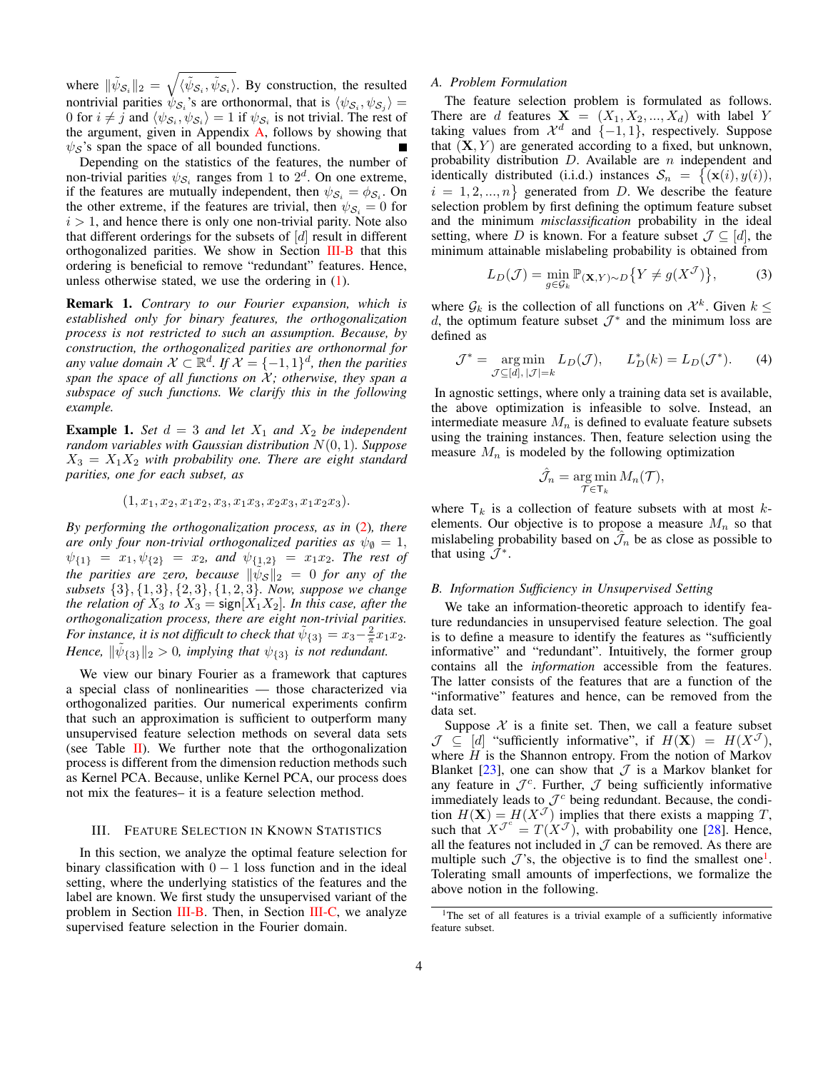where $\|\tilde{\psi}_{\mathcal{S}_i}\|_2 = \sqrt{\langle \tilde{\psi}_{\mathcal{S}_i}, \tilde{\psi}_{\mathcal{S}_i} \rangle}$. By construction, the resulted nontrivial parities $\psi_{\mathcal{S}_i}$'s are orthonormal, that is $\langle \psi_{\mathcal{S}_i}, \psi_{\mathcal{S}_j} \rangle = 0$ for $i \neq j$ and $\langle \psi_{\mathcal{S}_i}, \psi_{\mathcal{S}_i} \rangle = 1$ if $\psi_{\mathcal{S}_i}$ is not trivial. The rest of the argument, given in Appendix A, follows by showing that $\psi_{\mathcal{S}}$'s span the space of all bounded functions. ∎

Depending on the statistics of the features, the number of non-trivial parities $\psi_{\mathcal{S}_i}$ ranges from 1 to $2^d$. On one extreme, if the features are mutually independent, then $\psi_{\mathcal{S}_i} = \phi_{\mathcal{S}_i}$. On the other extreme, if the features are trivial, then $\psi_{\mathcal{S}_i} = 0$ for $i > 1$, and hence there is only one non-trivial parity. Note also that different orderings for the subsets of $[d]$ result in different orthogonalized parities. We show in Section III-B that this ordering is beneficial to remove "redundant" features. Hence, unless otherwise stated, we use the ordering in (1).

**Remark 1.** *Contrary to our Fourier expansion, which is established only for binary features, the orthogonalization process is not restricted to such an assumption. Because, by construction, the orthogonalized parities are orthonormal for any value domain $\mathcal{X} \subset \mathbb{R}^d$. If $\mathcal{X} = \{-1, 1\}^d$, then the parities span the space of all functions on $\mathcal{X}$; otherwise, they span a subspace of such functions. We clarify this in the following example.*

**Example 1.** *Set $d = 3$ and let $X_1$ and $X_2$ be independent random variables with Gaussian distribution $N(0, 1)$. Suppose $X_3 = X_1 X_2$ with probability one. There are eight standard parities, one for each subset, as*

$$(1, x_1, x_2, x_1x_2, x_3, x_1x_3, x_2x_3, x_1x_2x_3).$$

*By performing the orthogonalization process, as in (2), there are only four non-trivial orthogonalized parities as $\psi_\emptyset = 1$, $\psi_{\{1\}} = x_1, \psi_{\{2\}} = x_2$, and $\psi_{\{1,2\}} = x_1x_2$. The rest of the parities are zero, because $\|\tilde{\psi}_{\mathcal{S}}\|_2 = 0$ for any of the subsets $\{3\}, \{1,3\}, \{2,3\}, \{1,2,3\}$. Now, suppose we change the relation of $X_3$ to $X_3 = \mathsf{sign}[X_1 X_2]$. In this case, after the orthogonalization process, there are eight non-trivial parities. For instance, it is not difficult to check that $\tilde{\psi}_{\{3\}} = x_3 - \frac{2}{\pi} x_1 x_2$. Hence, $\|\tilde{\psi}_{\{3\}}\|_2 > 0$, implying that $\psi_{\{3\}}$ is not redundant.*

We view our binary Fourier as a framework that captures a special class of nonlinearities — those characterized via orthogonalized parities. Our numerical experiments confirm that such an approximation is sufficient to outperform many unsupervised feature selection methods on several data sets (see Table II). We further note that the orthogonalization process is different from the dimension reduction methods such as Kernel PCA. Because, unlike Kernel PCA, our process does not mix the features– it is a feature selection method.

## III. Feature Selection in Known Statistics

In this section, we analyze the optimal feature selection for binary classification with $0-1$ loss function and in the ideal setting, where the underlying statistics of the features and the label are known. We first study the unsupervised variant of the problem in Section III-B. Then, in Section III-C, we analyze supervised feature selection in the Fourier domain.

### A. Problem Formulation

The feature selection problem is formulated as follows. There are $d$ features $\mathbf{X} = (X_1, X_2, ..., X_d)$ with label $Y$ taking values from $\mathcal{X}^d$ and $\{-1, 1\}$, respectively. Suppose that $(\mathbf{X}, Y)$ are generated according to a fixed, but unknown, probability distribution $D$. Available are $n$ independent and identically distributed (i.i.d.) instances $\mathcal{S}_n = \{(\mathbf{x}(i), y(i)), i = 1, 2, ..., n\}$ generated from $D$. We describe the feature selection problem by first defining the optimum feature subset and the minimum *misclassification* probability in the ideal setting, where $D$ is known. For a feature subset $\mathcal{J} \subseteq [d]$, the minimum attainable mislabeling probability is obtained from

$$L_D(\mathcal{J}) = \min_{g \in \mathcal{G}_k} \mathbb{P}_{(\mathbf{X}, Y) \sim D}\{Y \neq g(X^{\mathcal{J}})\}, \tag{3}$$

where $\mathcal{G}_k$ is the collection of all functions on $\mathcal{X}^k$. Given $k \leq d$, the optimum feature subset $\mathcal{J}^*$ and the minimum loss are defined as

$$\mathcal{J}^* = \underset{\mathcal{J} \subseteq [d],\, |\mathcal{J}| = k}{\arg\min}\, L_D(\mathcal{J}), \qquad L^*_D(k) = L_D(\mathcal{J}^*). \tag{4}$$

In agnostic settings, where only a training data set is available, the above optimization is infeasible to solve. Instead, an intermediate measure $M_n$ is defined to evaluate feature subsets using the training instances. Then, feature selection using the measure $M_n$ is modeled by the following optimization

$$\hat{\mathcal{J}}_n = \underset{\mathcal{T} \in \mathsf{T}_k}{\arg\min}\, M_n(\mathcal{T}),$$

where $\mathsf{T}_k$ is a collection of feature subsets with at most $k$-elements. Our objective is to propose a measure $M_n$ so that mislabeling probability based on $\hat{\mathcal{J}}_n$ be as close as possible to that using $\mathcal{J}^*$.

### B. Information Sufficiency in Unsupervised Setting

We take an information-theoretic approach to identify feature redundancies in unsupervised feature selection. The goal is to define a measure to identify the features as "sufficiently informative" and "redundant". Intuitively, the former group contains all the *information* accessible from the features. The latter consists of the features that are a function of the "informative" features and hence, can be removed from the data set.

Suppose $\mathcal{X}$ is a finite set. Then, we call a feature subset $\mathcal{J} \subseteq [d]$ "sufficiently informative", if $H(\mathbf{X}) = H(X^{\mathcal{J}})$, where $H$ is the Shannon entropy. From the notion of Markov Blanket [23], one can show that $\mathcal{J}$ is a Markov blanket for any feature in $\mathcal{J}^c$. Further, $\mathcal{J}$ being sufficiently informative immediately leads to $\mathcal{J}^c$ being redundant. Because, the condition $H(\mathbf{X}) = H(X^{\mathcal{J}})$ implies that there exists a mapping $T$, such that $X^{\mathcal{J}^c} = T(X^{\mathcal{J}})$, with probability one [28]. Hence, all the features not included in $\mathcal{J}$ can be removed. As there are multiple such $\mathcal{J}$'s, the objective is to find the smallest one[1]. Tolerating small amounts of imperfections, we formalize the above notion in the following.

[1]The set of all features is a trivial example of a sufficiently informative feature subset.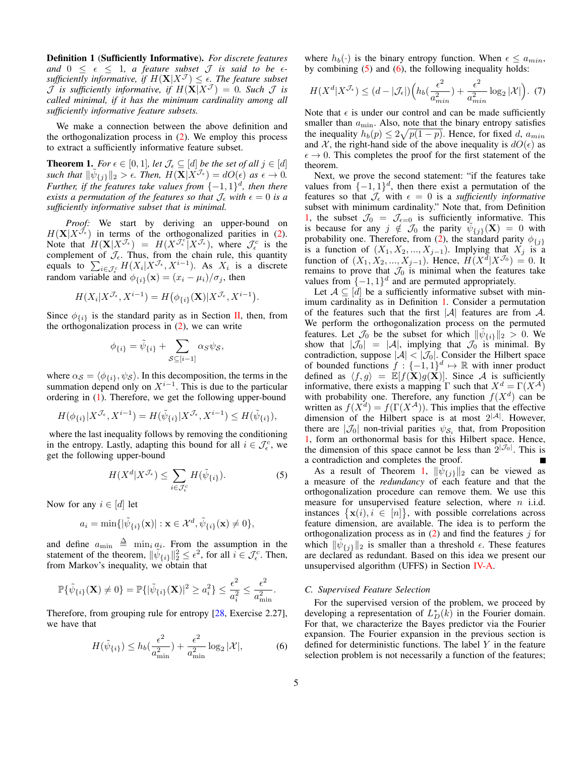**Definition 1** (**Sufficiently Informative**). *For discrete features and $0 \leq \epsilon \leq 1$, a feature subset $\mathcal{J}$ is said to be $\epsilon$-sufficiently informative, if $H(\mathbf{X}|X^{\mathcal{J}}) \leq \epsilon$. The feature subset $\mathcal{J}$ is sufficiently informative, if $H(\mathbf{X}|X^{\mathcal{J}}) = 0$. Such $\mathcal{J}$ is called minimal, if it has the minimum cardinality among all sufficiently informative feature subsets.*

We make a connection between the above definition and the orthogonalization process in (2). We employ this process to extract a sufficiently informative feature subset.

**Theorem 1.** *For $\epsilon \in [0, 1]$, let $\mathcal{J}_\epsilon \subseteq [d]$ be the set of all $j \in [d]$ such that $\|\tilde{\psi}_{\{j\}}\|_2 > \epsilon$. Then, $H(\mathbf{X}|X^{\mathcal{J}_\epsilon}) = dO(\epsilon)$ as $\epsilon \to 0$. Further, if the features take values from $\{-1, 1\}^d$, then there exists a permutation of the features so that $\mathcal{J}_\epsilon$ with $\epsilon = 0$ is a sufficiently informative subset that is minimal.*

*Proof:* We start by deriving an upper-bound on $H(\mathbf{X}|X^{\mathcal{J}_\epsilon})$ in terms of the orthogonalized parities in (2). Note that $H(\mathbf{X}|X^{\mathcal{J}_\epsilon}) = H(X^{\mathcal{J}_\epsilon^c}|X^{\mathcal{J}_\epsilon})$, where $\mathcal{J}_\epsilon^c$ is the complement of $\mathcal{J}_\epsilon$. Thus, from the chain rule, this quantity equals to $\sum_{i \in \mathcal{J}_\epsilon^c} H(X_i|X^{\mathcal{J}_\epsilon}, X^{i-1})$. As $X_i$ is a discrete random variable and $\phi_{\{i\}}(\mathbf{x}) = (x_i - \mu_i)/\sigma_j$, then

$$H(X_i|X^{\mathcal{J}_\epsilon}, X^{i-1}) = H\big(\phi_{\{i\}}(\mathbf{X})|X^{\mathcal{J}_\epsilon}, X^{i-1}\big).$$

Since $\phi_{\{i\}}$ is the standard parity as in Section II, then, from the orthogonalization process in (2), we can write

$$\phi_{\{i\}} = \tilde{\psi}_{\{i\}} + \sum_{\mathcal{S} \subseteq [i-1]} \alpha_{\mathcal{S}} \psi_{\mathcal{S}},$$

where $\alpha_{\mathcal{S}} = \langle \phi_{\{i\}}, \psi_{\mathcal{S}} \rangle$. In this decomposition, the terms in the summation depend only on $X^{i-1}$. This is due to the particular ordering in (1). Therefore, we get the following upper-bound

$$H(\phi_{\{i\}}|X^{\mathcal{J}_\epsilon}, X^{i-1}) = H(\tilde{\psi}_{\{i\}}|X^{\mathcal{J}_\epsilon}, X^{i-1}) \leq H(\tilde{\psi}_{\{i\}}),$$

where the last inequality follows by removing the conditioning in the entropy. Lastly, adapting this bound for all $i \in \mathcal{J}_\epsilon^c$, we get the following upper-bound

$$H(X^d|X^{\mathcal{J}_\epsilon}) \leq \sum_{i \in \mathcal{J}_\epsilon^c} H(\tilde{\psi}_{\{i\}}). \tag{5}$$

Now for any $i \in [d]$ let

$$a_i = \min\{|\tilde{\psi}_{\{i\}}(\mathbf{x})| : \mathbf{x} \in \mathcal{X}^d, \tilde{\psi}_{\{i\}}(\mathbf{x}) \neq 0\},$$

and define $a_{\min} \triangleq \min_i a_i$. From the assumption in the statement of the theorem, $\|\tilde{\psi}_{\{i\}}\|_2^2 \leq \epsilon^2$, for all $i \in \mathcal{J}_\epsilon^c$. Then, from Markov's inequality, we obtain that

$$\mathbb{P}\{\tilde{\psi}_{\{i\}}(\mathbf{X}) \neq 0\} = \mathbb{P}\{|\tilde{\psi}_{\{i\}}(\mathbf{X})|^2 \geq a_i^2\} \leq \frac{\epsilon^2}{a_i^2} \leq \frac{\epsilon^2}{a_{\min}^2}.$$

Therefore, from grouping rule for entropy [28, Exercise 2.27], we have that

$$H(\tilde{\psi}_{\{i\}}) \leq h_b(\frac{\epsilon^2}{a_{\min}^2}) + \frac{\epsilon^2}{a_{\min}^2} \log_2 |\mathcal{X}|, \tag{6}$$

where $h_b(\cdot)$ is the binary entropy function. When $\epsilon \leq a_{min}$, by combining (5) and (6), the following inequality holds:

$$H(X^d|X^{\mathcal{J}_\epsilon}) \leq (d - |\mathcal{J}_\epsilon|)\Big(h_b(\frac{\epsilon^2}{a_{min}^2}) + \frac{\epsilon^2}{a_{min}^2} \log_2 |\mathcal{X}|\Big). \tag{7}$$

Note that $\epsilon$ is under our control and can be made sufficiently smaller than $a_{\min}$. Also, note that the binary entropy satisfies the inequality $h_b(p) \leq 2\sqrt{p(1-p)}$. Hence, for fixed $d$, $a_{min}$ and $\mathcal{X}$, the right-hand side of the above inequality is $dO(\epsilon)$ as $\epsilon \to 0$. This completes the proof for the first statement of the theorem.

Next, we prove the second statement: "if the features take values from $\{-1, 1\}^d$, then there exist a permutation of the features so that $\mathcal{J}_\epsilon$ with $\epsilon = 0$ is a *sufficiently informative* subset with minimum cardinality." Note that, from Definition 1, the subset $\mathcal{J}_0 = \mathcal{J}_{\epsilon=0}$ is sufficiently informative. This is because for any $j \notin \mathcal{J}_0$ the parity $\tilde{\psi}_{\{j\}}(\mathbf{X}) = 0$ with probability one. Therefore, from (2), the standard parity $\phi_{\{j\}}$ is a function of $(X_1, X_2, ..., X_{j-1})$. Implying that $X_j$ is a function of $(X_1, X_2, ..., X_{j-1})$. Hence, $H(X^d|X^{\mathcal{J}_0}) = 0$. It remains to prove that $\mathcal{J}_0$ is minimal when the features take values from $\{-1, 1\}^d$ and are permuted appropriately.

Let $\mathcal{A} \subseteq [d]$ be a sufficiently informative subset with minimum cardinality as in Definition 1. Consider a permutation of the features such that the first $|\mathcal{A}|$ features are from $\mathcal{A}$. We perform the orthogonalization process on the permuted features. Let $\mathcal{J}_0$ be the subset for which $\|\tilde{\psi}_{\{i\}}\|_2 > 0$. We show that $|\mathcal{J}_0| = |\mathcal{A}|$, implying that $\mathcal{J}_0$ is minimal. By contradiction, suppose $|\mathcal{A}| < |\mathcal{J}_0|$. Consider the Hilbert space of bounded functions $f : \{-1, 1\}^d \mapsto \mathbb{R}$ with inner product defined as $\langle f, g \rangle = \mathbb{E}[f(\mathbf{X})g(\mathbf{X})]$. Since $\mathcal{A}$ is sufficiently informative, there exists a mapping $\Gamma$ such that $X^d = \Gamma(X^{\mathcal{A}})$ with probability one. Therefore, any function $f(X^d)$ can be written as $f(X^d) = f(\Gamma(X^{\mathcal{A}}))$. This implies that the effective dimension of the Hilbert space is at most $2^{|\mathcal{A}|}$. However, there are $|\mathcal{J}_0|$ non-trivial parities $\psi_{\mathcal{S}_i}$ that, from Proposition 1, form an orthonormal basis for this Hilbert space. Hence, the dimension of this space cannot be less than $2^{|\mathcal{J}_0|}$. This is a contradiction and completes the proof. ∎

As a result of Theorem 1, $\|\tilde{\psi}_{\{j\}}\|_2$ can be viewed as a measure of the *redundancy* of each feature and that the orthogonalization procedure can remove them. We use this measure for unsupervised feature selection, where $n$ i.i.d. instances $\{\mathbf{x}(i), i \in [n]\}$, with possible correlations across feature dimension, are available. The idea is to perform the orthogonalization process as in (2) and find the features $j$ for which $\|\tilde{\psi}_{\{j\}}\|_2$ is smaller than a threshold $\epsilon$. These features are declared as redundant. Based on this idea we present our unsupervised algorithm (UFFS) in Section IV-A.

### C. Supervised Feature Selection

For the supervised version of the problem, we proceed by developing a representation of $L_D^*(k)$ in the Fourier domain. For that, we characterize the Bayes predictor via the Fourier expansion. The Fourier expansion in the previous section is defined for deterministic functions. The label $Y$ in the feature selection problem is not necessarily a function of the features;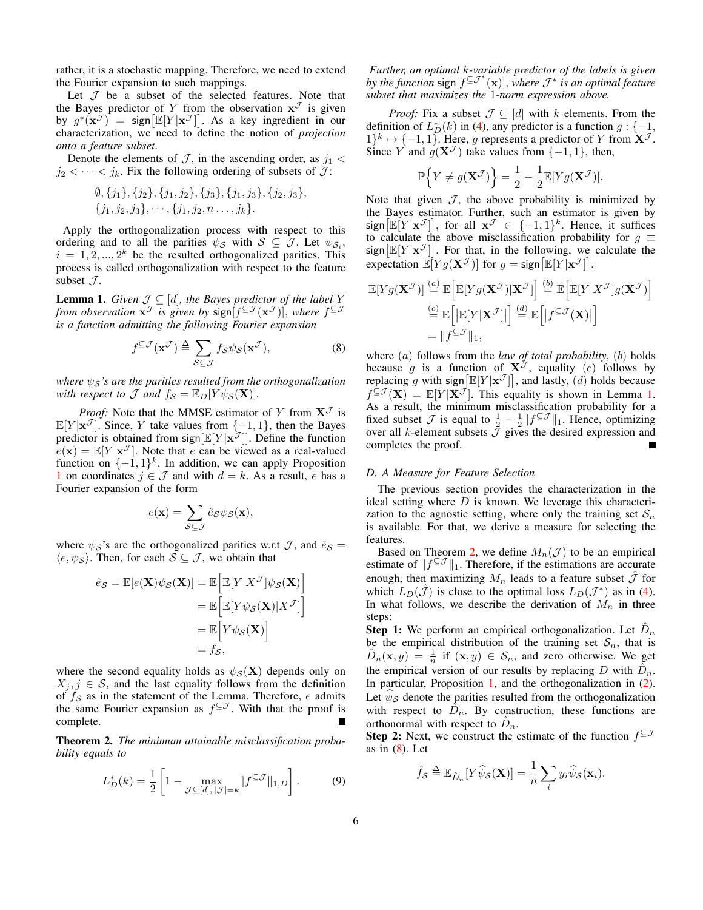rather, it is a stochastic mapping. Therefore, we need to extend the Fourier expansion to such mappings.

Let $\mathcal{J}$ be a subset of the selected features. Note that the Bayes predictor of $Y$ from the observation $\mathbf{x}^{\mathcal{J}}$ is given by $g^*(\mathbf{x}^{\mathcal{J}}) = \mathsf{sign}\big[\mathbb{E}[Y|\mathbf{x}^{\mathcal{J}}]\big]$. As a key ingredient in our characterization, we need to define the notion of *projection onto a feature subset*.

Denote the elements of $\mathcal{J}$, in the ascending order, as $j_1 < j_2 < \cdots < j_k$. Fix the following ordering of subsets of $\mathcal{J}$:

$$\emptyset, \{j_1\}, \{j_2\}, \{j_1, j_2\}, \{j_3\}, \{j_1, j_3\}, \{j_2, j_3\},$$
$$\{j_1, j_2, j_3\}, \cdots, \{j_1, j_2, n \ldots, j_k\}.$$

Apply the orthogonalization process with respect to this ordering and to all the parities $\psi_{\mathcal{S}}$ with $\mathcal{S} \subseteq \mathcal{J}$. Let $\psi_{\mathcal{S}_i}$, $i = 1, 2, ..., 2^k$ be the resulted orthogonalized parities. This process is called orthogonalization with respect to the feature subset $\mathcal{J}$.

**Lemma 1.** *Given $\mathcal{J} \subseteq [d]$, the Bayes predictor of the label $Y$ from observation $\mathbf{x}^{\mathcal{J}}$ is given by $\mathsf{sign}[f^{\subseteq \mathcal{J}}(\mathbf{x}^{\mathcal{J}})]$, where $f^{\subseteq \mathcal{J}}$ is a function admitting the following Fourier expansion*

$$f^{\subseteq \mathcal{J}}(\mathbf{x}^{\mathcal{J}}) \triangleq \sum_{\mathcal{S} \subseteq \mathcal{J}} f_{\mathcal{S}} \psi_{\mathcal{S}}(\mathbf{x}^{\mathcal{J}}), \tag{8}$$

*where $\psi_{\mathcal{S}}$'s are the parities resulted from the orthogonalization with respect to $\mathcal{J}$ and $f_{\mathcal{S}} = \mathbb{E}_D[Y\psi_{\mathcal{S}}(\mathbf{X})]$.*

*Proof:* Note that the MMSE estimator of $Y$ from $\mathbf{X}^{\mathcal{J}}$ is $\mathbb{E}[Y|\mathbf{x}^{\mathcal{J}}]$. Since, $Y$ take values from $\{-1, 1\}$, then the Bayes predictor is obtained from $\mathsf{sign}[\mathbb{E}[Y|\mathbf{x}^{\mathcal{J}}]]$. Define the function $e(\mathbf{x}) = \mathbb{E}[Y|\mathbf{x}^{\mathcal{J}}]$. Note that $e$ can be viewed as a real-valued function on $\{-1, 1\}^k$. In addition, we can apply Proposition 1 on coordinates $j \in \mathcal{J}$ and with $d = k$. As a result, $e$ has a Fourier expansion of the form

$$e(\mathbf{x}) = \sum_{\mathcal{S} \subseteq \mathcal{J}} \hat{e}_{\mathcal{S}} \psi_{\mathcal{S}}(\mathbf{x}),$$

where $\psi_{\mathcal{S}}$'s are the orthogonalized parities w.r.t $\mathcal{J}$, and $\hat{e}_{\mathcal{S}} = \langle e, \psi_{\mathcal{S}} \rangle$. Then, for each $\mathcal{S} \subseteq \mathcal{J}$, we obtain that

$$\begin{aligned}
\hat{e}_{\mathcal{S}} = \mathbb{E}[e(\mathbf{X})\psi_{\mathcal{S}}(\mathbf{X})] &= \mathbb{E}\Big[\mathbb{E}[Y|X^{\mathcal{J}}]\psi_{\mathcal{S}}(\mathbf{X})\Big] \\
&= \mathbb{E}\Big[\mathbb{E}[Y\psi_{\mathcal{S}}(\mathbf{X})|X^{\mathcal{J}}]\Big] \\
&= \mathbb{E}\Big[Y\psi_{\mathcal{S}}(\mathbf{X})\Big] \\
&= f_{\mathcal{S}},
\end{aligned}$$

where the second equality holds as $\psi_{\mathcal{S}}(\mathbf{X})$ depends only on $X_j, j \in \mathcal{S}$, and the last equality follows from the definition of $f_{\mathcal{S}}$ as in the statement of the Lemma. Therefore, $e$ admits the same Fourier expansion as $f^{\subseteq \mathcal{J}}$. With that the proof is complete. ∎

**Theorem 2.** *The minimum attainable misclassification probability equals to*

$$L_D^*(k) = \frac{1}{2}\left[1 - \max_{\mathcal{J} \subseteq [d], |\mathcal{J}| = k} \|f^{\subseteq \mathcal{J}}\|_{1,D}\right]. \tag{9}$$

*Further, an optimal $k$-variable predictor of the labels is given by the function $\mathsf{sign}[f^{\subseteq \mathcal{J}^*}(\mathbf{x})]$, where $\mathcal{J}^*$ is an optimal feature subset that maximizes the 1-norm expression above.*

*Proof:* Fix a subset $\mathcal{J} \subseteq [d]$ with $k$ elements. From the definition of $L_D^*(k)$ in (4), any predictor is a function $g : \{-1, 1\}^k \mapsto \{-1, 1\}$. Here, $g$ represents a predictor of $Y$ from $\mathbf{X}^{\mathcal{J}}$. Since $Y$ and $g(\mathbf{X}^{\mathcal{J}})$ take values from $\{-1, 1\}$, then,

$$\mathbb{P}\Big\{Y \neq g(\mathbf{X}^{\mathcal{J}})\Big\} = \frac{1}{2} - \frac{1}{2}\mathbb{E}[Yg(\mathbf{X}^{\mathcal{J}})].$$

Note that given $\mathcal{J}$, the above probability is minimized by the Bayes estimator. Further, such an estimator is given by $\mathsf{sign}\big[\mathbb{E}[Y|\mathbf{x}^{\mathcal{J}}]\big]$, for all $\mathbf{x}^{\mathcal{J}} \in \{-1, 1\}^k$. Hence, it suffices to calculate the above misclassification probability for $g \equiv \mathsf{sign}\big[\mathbb{E}[Y|\mathbf{x}^{\mathcal{J}}]\big]$. For that, in the following, we calculate the expectation $\mathbb{E}[Yg(\mathbf{X}^{\mathcal{J}})]$ for $g = \mathsf{sign}\big[\mathbb{E}[Y|\mathbf{x}^{\mathcal{J}}]\big]$.

$$\begin{aligned}
\mathbb{E}[Yg(\mathbf{X}^{\mathcal{J}})] &\overset{(a)}{=} \mathbb{E}\Big[\mathbb{E}[Yg(\mathbf{X}^{\mathcal{J}})|\mathbf{X}^{\mathcal{J}}]\Big] \overset{(b)}{=} \mathbb{E}\Big[\mathbb{E}[Y|X^{\mathcal{J}}]g(\mathbf{X}^{\mathcal{J}})\Big] \\
&\overset{(c)}{=} \mathbb{E}\Big[\big|\mathbb{E}[Y|\mathbf{X}^{\mathcal{J}}]\big|\Big] \overset{(d)}{=} \mathbb{E}\Big[\big|f^{\subseteq \mathcal{J}}(\mathbf{X})\big|\Big] \\
&= \|f^{\subseteq \mathcal{J}}\|_1,
\end{aligned}$$

where $(a)$ follows from the *law of total probability*, $(b)$ holds because $g$ is a function of $\mathbf{X}^{\mathcal{J}}$, equality $(c)$ follows by replacing $g$ with $\mathsf{sign}\big[\mathbb{E}[Y|\mathbf{x}^{\mathcal{J}}]\big]$, and lastly, $(d)$ holds because $f^{\subseteq \mathcal{J}}(\mathbf{X}) = \mathbb{E}[Y|\mathbf{X}^{\mathcal{J}}]$. This equality is shown in Lemma 1. As a result, the minimum misclassification probability for a fixed subset $\mathcal{J}$ is equal to $\frac{1}{2} - \frac{1}{2}\|f^{\subseteq \mathcal{J}}\|_1$. Hence, optimizing over all $k$-element subsets $\mathcal{J}$ gives the desired expression and completes the proof. ∎

### D. A Measure for Feature Selection

The previous section provides the characterization in the ideal setting where $D$ is known. We leverage this characterization to the agnostic setting, where only the training set $\mathcal{S}_n$ is available. For that, we derive a measure for selecting the features.

Based on Theorem 2, we define $M_n(\mathcal{J})$ to be an empirical estimate of $\|f^{\subseteq \mathcal{J}}\|_1$. Therefore, if the estimations are accurate enough, then maximizing $M_n$ leads to a feature subset $\hat{\mathcal{J}}$ for which $L_D(\hat{\mathcal{J}})$ is close to the optimal loss $L_D(\mathcal{J}^*)$ as in (4). In what follows, we describe the derivation of $M_n$ in three steps:

**Step 1:** We perform an empirical orthogonalization. Let $\hat{D}_n$ be the empirical distribution of the training set $\mathcal{S}_n$, that is $\hat{D}_n(\mathbf{x}, y) = \frac{1}{n}$ if $(\mathbf{x}, y) \in \mathcal{S}_n$, and zero otherwise. We get the empirical version of our results by replacing $D$ with $\hat{D}_n$. In particular, Proposition 1, and the orthogonalization in (2). Let $\widehat{\psi}_{\mathcal{S}}$ denote the parities resulted from the orthogonalization with respect to $\hat{D}_n$. By construction, these functions are orthonormal with respect to $\hat{D}_n$.

**Step 2:** Next, we construct the estimate of the function $f^{\subseteq \mathcal{J}}$ as in (8). Let

$$\hat{f}_{\mathcal{S}} \triangleq \mathbb{E}_{\hat{D}_n}[Y\widehat{\psi}_{\mathcal{S}}(\mathbf{X})] = \frac{1}{n}\sum_i y_i \widehat{\psi}_{\mathcal{S}}(\mathbf{x}_i).$$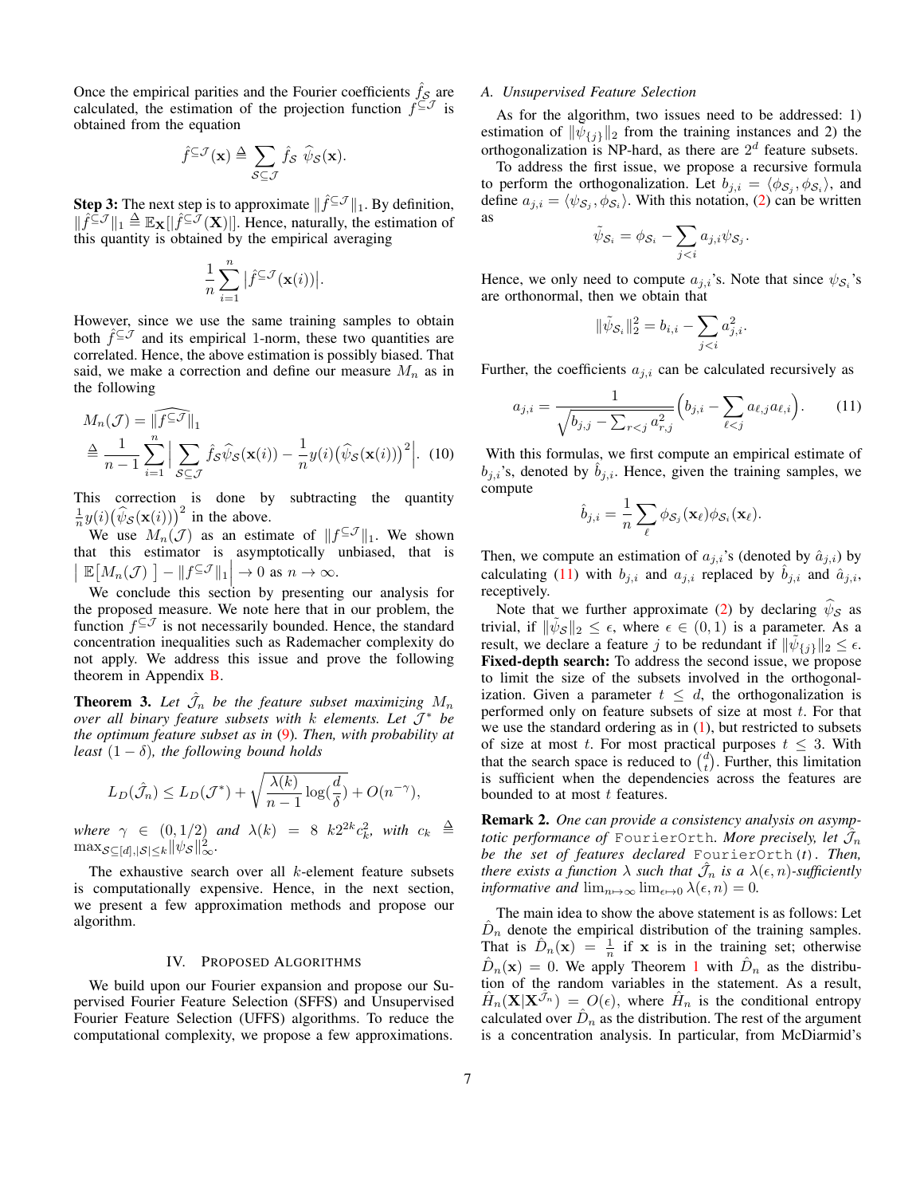Once the empirical parities and the Fourier coefficients $\hat{f}_{\mathcal{S}}$ are calculated, the estimation of the projection function $f^{\subseteq \mathcal{J}}$ is obtained from the equation

$$\hat{f}^{\subseteq \mathcal{J}}(\mathbf{x}) \triangleq \sum_{\mathcal{S} \subseteq \mathcal{J}} \hat{f}_{\mathcal{S}} \; \widehat{\psi}_{\mathcal{S}}(\mathbf{x}).$$

**Step 3:** The next step is to approximate $\|\hat{f}^{\subseteq \mathcal{J}}\|_1$. By definition, $\|\hat{f}^{\subseteq \mathcal{J}}\|_1 \triangleq \mathbb{E}_{\mathbf{X}}[|\hat{f}^{\subseteq \mathcal{J}}(\mathbf{X})|]$. Hence, naturally, the estimation of this quantity is obtained by the empirical averaging

$$\frac{1}{n}\sum_{i=1}^{n} \left|\hat{f}^{\subseteq \mathcal{J}}(\mathbf{x}(i))\right|.$$

However, since we use the same training samples to obtain both $\hat{f}^{\subseteq \mathcal{J}}$ and its empirical 1-norm, these two quantities are correlated. Hence, the above estimation is possibly biased. That said, we make a correction and define our measure $M_n$ as in the following

$$\begin{aligned} M_n(\mathcal{J}) &= \widehat{\|f^{\subseteq \mathcal{J}}\|}_1 \\ &\triangleq \frac{1}{n-1}\sum_{i=1}^{n}\Big| \sum_{\mathcal{S} \subseteq \mathcal{J}} \hat{f}_{\mathcal{S}} \widehat{\psi}_{\mathcal{S}}(\mathbf{x}(i)) - \frac{1}{n} y(i) \big(\widehat{\psi}_{\mathcal{S}}(\mathbf{x}(i))\big)^2 \Big|. \quad (10) \end{aligned}$$

This correction is done by subtracting the quantity $\frac{1}{n} y(i)\big(\widehat{\psi}_{\mathcal{S}}(\mathbf{x}(i))\big)^2$ in the above.

We use $M_n(\mathcal{J})$ as an estimate of $\|f^{\subseteq \mathcal{J}}\|_1$. We shown that this estimator is asymptotically unbiased, that is $\Big|\ \mathbb{E}\big[M_n(\mathcal{J})\ \big] - \|f^{\subseteq \mathcal{J}}\|_1 \Big| \to 0$ as $n \to \infty$.

We conclude this section by presenting our analysis for the proposed measure. We note here that in our problem, the function $f^{\subseteq \mathcal{J}}$ is not necessarily bounded. Hence, the standard concentration inequalities such as Rademacher complexity do not apply. We address this issue and prove the following theorem in Appendix B.

**Theorem 3.** *Let $\hat{\mathcal{J}}_n$ be the feature subset maximizing $M_n$ over all binary feature subsets with $k$ elements. Let $\mathcal{J}^*$ be the optimum feature subset as in (9). Then, with probability at least $(1-\delta)$, the following bound holds*

$$L_D(\hat{\mathcal{J}}_n) \leq L_D(\mathcal{J}^*) + \sqrt{\frac{\lambda(k)}{n-1}\log(\frac{d}{\delta})} + O(n^{-\gamma}),$$

*where $\gamma \in (0, 1/2)$ and $\lambda(k) = 8\ k 2^{2k} c_k^2$, with $c_k \triangleq \max_{\mathcal{S}\subseteq[d],|\mathcal{S}|\leq k} \|\psi_{\mathcal{S}}\|_\infty^2$.*

The exhaustive search over all $k$-element feature subsets is computationally expensive. Hence, in the next section, we present a few approximation methods and propose our algorithm.

## IV. Proposed Algorithms

We build upon our Fourier expansion and propose our Supervised Fourier Feature Selection (SFFS) and Unsupervised Fourier Feature Selection (UFFS) algorithms. To reduce the computational complexity, we propose a few approximations.

### A. Unsupervised Feature Selection

As for the algorithm, two issues need to be addressed: 1) estimation of $\|\tilde{\psi}_{\{j\}}\|_2$ from the training instances and 2) the orthogonalization is NP-hard, as there are $2^d$ feature subsets.

To address the first issue, we propose a recursive formula to perform the orthogonalization. Let $b_{j,i} = \langle \phi_{\mathcal{S}_j}, \phi_{\mathcal{S}_i} \rangle$, and define $a_{j,i} = \langle \psi_{\mathcal{S}_j}, \phi_{\mathcal{S}_i} \rangle$. With this notation, (2) can be written as

$$\tilde{\psi}_{\mathcal{S}_i} = \phi_{\mathcal{S}_i} - \sum_{j<i} a_{j,i}\psi_{\mathcal{S}_j}.$$

Hence, we only need to compute $a_{j,i}$'s. Note that since $\psi_{\mathcal{S}_i}$'s are orthonormal, then we obtain that

$$\|\tilde{\psi}_{\mathcal{S}_i}\|_2^2 = b_{i,i} - \sum_{j<i} a_{j,i}^2.$$

Further, the coefficients $a_{j,i}$ can be calculated recursively as

$$a_{j,i} = \frac{1}{\sqrt{b_{j,j} - \sum_{r<j} a_{r,j}^2}}\Big(b_{j,i} - \sum_{\ell<j} a_{\ell,j} a_{\ell,i}\Big). \quad (11)$$

With this formulas, we first compute an empirical estimate of $b_{j,i}$'s, denoted by $\hat{b}_{j,i}$. Hence, given the training samples, we compute

$$\hat{b}_{j,i} = \frac{1}{n}\sum_{\ell} \phi_{\mathcal{S}_j}(\mathbf{x}_\ell)\phi_{\mathcal{S}_i}(\mathbf{x}_\ell).$$

Then, we compute an estimation of $a_{j,i}$'s (denoted by $\hat{a}_{j,i}$) by calculating (11) with $b_{j,i}$ and $a_{j,i}$ replaced by $\hat{b}_{j,i}$ and $\hat{a}_{j,i}$, receptively.

Note that we further approximate (2) by declaring $\widehat{\psi}_{\mathcal{S}}$ as trivial, if $\|\tilde{\psi}_{\mathcal{S}}\|_2 \leq \epsilon$, where $\epsilon \in (0,1)$ is a parameter. As a result, we declare a feature $j$ to be redundant if $\|\tilde{\psi}_{\{j\}}\|_2 \leq \epsilon$.

**Fixed-depth search:** To address the second issue, we propose to limit the size of the subsets involved in the orthogonalization. Given a parameter $t \leq d$, the orthogonalization is performed only on feature subsets of size at most $t$. For that we use the standard ordering as in (1), but restricted to subsets of size at most $t$. For most practical purposes $t \leq 3$. With that the search space is reduced to $\binom{d}{t}$. Further, this limitation is sufficient when the dependencies across the features are bounded to at most $t$ features.

**Remark 2.** *One can provide a consistency analysis on asymptotic performance of* `FourierOrth`*. More precisely, let $\hat{\mathcal{J}}_n$ be the set of features declared* `FourierOrth(t)`*. Then, there exists a function $\lambda$ such that $\hat{\mathcal{J}}_n$ is a $\lambda(\epsilon, n)$-sufficiently informative and $\lim_{n\mapsto\infty}\lim_{\epsilon\mapsto 0}\lambda(\epsilon, n) = 0$.*

The main idea to show the above statement is as follows: Let $\hat{D}_n$ denote the empirical distribution of the training samples. That is $\hat{D}_n(\mathbf{x}) = \frac{1}{n}$ if $\mathbf{x}$ is in the training set; otherwise $\hat{D}_n(\mathbf{x}) = 0$. We apply Theorem 1 with $\hat{D}_n$ as the distribution of the random variables in the statement. As a result, $\hat{H}_n(\mathbf{X}|\mathbf{X}^{\hat{\mathcal{J}}_n}) = O(\epsilon)$, where $\hat{H}_n$ is the conditional entropy calculated over $\hat{D}_n$ as the distribution. The rest of the argument is a concentration analysis. In particular, from McDiarmid's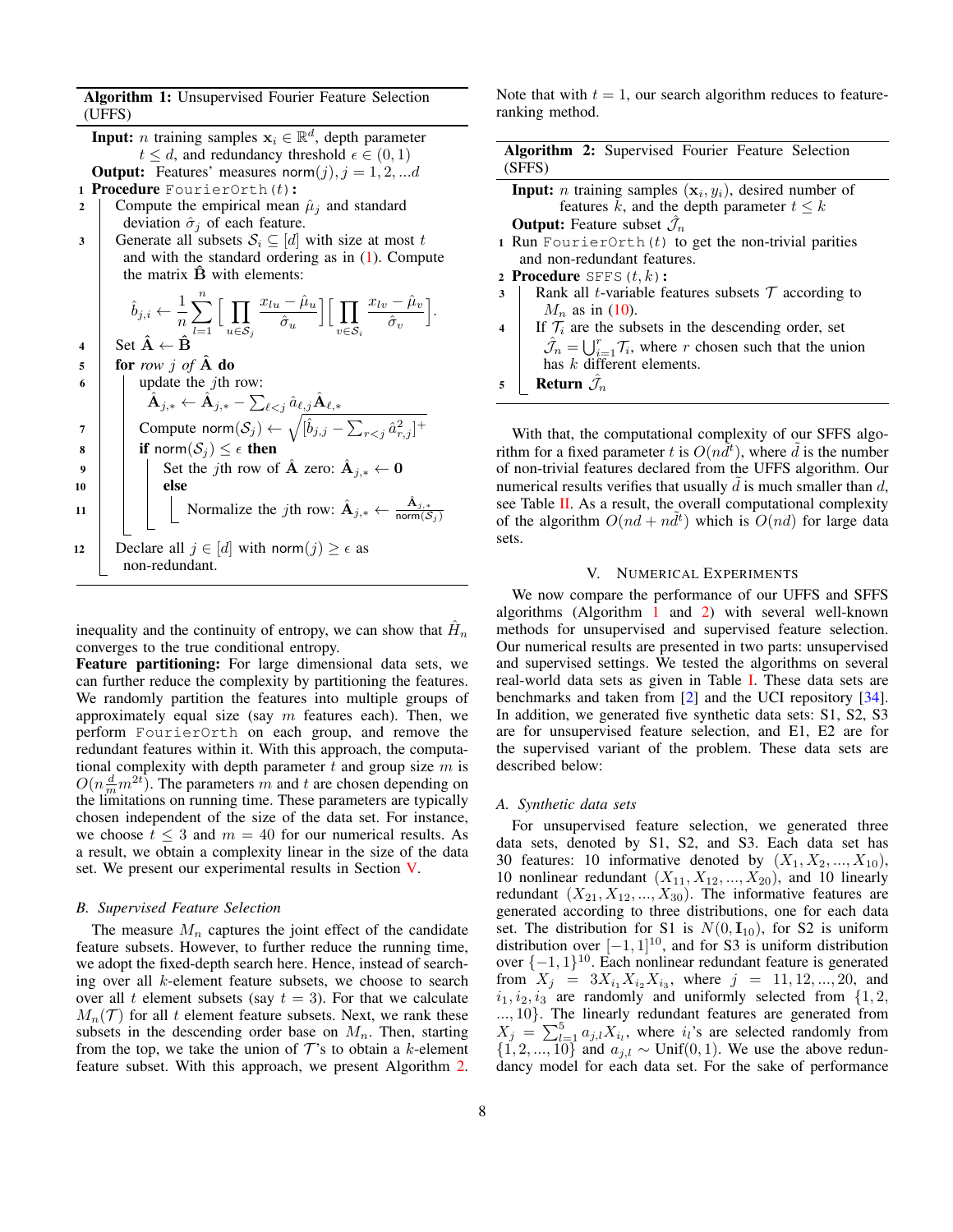**Algorithm 1:** Unsupervised Fourier Feature Selection (UFFS)

**Input:** $n$ training samples $\mathbf{x}_i \in \mathbb{R}^d$, depth parameter $t \leq d$, and redundancy threshold $\epsilon \in (0,1)$

**Output:** Features' measures $\mathsf{norm}(j), j = 1, 2, ...d$

1. **Procedure** `FourierOrth(t)`:
2. Compute the empirical mean $\hat{\mu}_j$ and standard deviation $\hat{\sigma}_j$ of each feature.
3. Generate all subsets $\mathcal{S}_i \subseteq [d]$ with size at most $t$ and with the standard ordering as in (1). Compute the matrix $\hat{\mathbf{B}}$ with elements:
$$\hat{b}_{j,i} \leftarrow \frac{1}{n}\sum_{l=1}^{n}\Big[\prod_{u\in\mathcal{S}_j}\frac{x_{lu}-\hat{\mu}_u}{\hat{\sigma}_u}\Big]\Big[\prod_{v\in\mathcal{S}_i}\frac{x_{lv}-\hat{\mu}_v}{\hat{\sigma}_v}\Big].$$
4. Set $\hat{\mathbf{A}} \leftarrow \hat{\mathbf{B}}$
5. **for** *row $j$ of* $\hat{\mathbf{A}}$ **do**
6. update the $j$th row: $\hat{\mathbf{A}}_{j,*} \leftarrow \hat{\mathbf{A}}_{j,*} - \sum_{\ell<j} \hat{a}_{\ell,j}\hat{\mathbf{A}}_{\ell,*}$
7. Compute $\mathsf{norm}(\mathcal{S}_j) \leftarrow \sqrt{[\hat{b}_{j,j} - \sum_{r<j}\hat{a}_{r,j}^2]^+}$
8. **if** $\mathsf{norm}(\mathcal{S}_j) \leq \epsilon$ **then**
9. Set the $j$th row of $\hat{\mathbf{A}}$ zero: $\hat{\mathbf{A}}_{j,*} \leftarrow \mathbf{0}$
10. **else**
11. Normalize the $j$th row: $\hat{\mathbf{A}}_{j,*} \leftarrow \frac{\hat{\mathbf{A}}_{j,*}}{\mathsf{norm}(\mathcal{S}_j)}$
12. Declare all $j \in [d]$ with $\mathsf{norm}(j) \geq \epsilon$ as non-redundant.

inequality and the continuity of entropy, we can show that $\hat{H}_n$ converges to the true conditional entropy.

**Feature partitioning:** For large dimensional data sets, we can further reduce the complexity by partitioning the features. We randomly partition the features into multiple groups of approximately equal size (say $m$ features each). Then, we perform `FourierOrth` on each group, and remove the redundant features within it. With this approach, the computational complexity with depth parameter $t$ and group size $m$ is $O(n\frac{d}{m}m^{2t})$. The parameters $m$ and $t$ are chosen depending on the limitations on running time. These parameters are typically chosen independent of the size of the data set. For instance, we choose $t \leq 3$ and $m = 40$ for our numerical results. As a result, we obtain a complexity linear in the size of the data set. We present our experimental results in Section V.

### B. Supervised Feature Selection

The measure $M_n$ captures the joint effect of the candidate feature subsets. However, to further reduce the running time, we adopt the fixed-depth search here. Hence, instead of searching over all $k$-element feature subsets, we choose to search over all $t$ element subsets (say $t = 3$). For that we calculate $M_n(\mathcal{T})$ for all $t$ element feature subsets. Next, we rank these subsets in the descending order base on $M_n$. Then, starting from the top, we take the union of $\mathcal{T}$'s to obtain a $k$-element feature subset. With this approach, we present Algorithm 2.

Note that with $t = 1$, our search algorithm reduces to feature-ranking method.

**Algorithm 2:** Supervised Fourier Feature Selection (SFFS)

**Input:** $n$ training samples $(\mathbf{x}_i, y_i)$, desired number of features $k$, and the depth parameter $t \leq k$

**Output:** Feature subset $\hat{\mathcal{J}}_n$

1. Run `FourierOrth(t)` to get the non-trivial parities and non-redundant features.
2. **Procedure** `SFFS(t, k)`:
3. Rank all $t$-variable features subsets $\mathcal{T}$ according to $M_n$ as in (10).
4. If $\mathcal{T}_i$ are the subsets in the descending order, set $\hat{\mathcal{J}}_n = \bigcup_{i=1}^{r}\mathcal{T}_i$, where $r$ chosen such that the union has $k$ different elements.
5. **Return** $\hat{\mathcal{J}}_n$

With that, the computational complexity of our SFFS algorithm for a fixed parameter $t$ is $O(n\tilde{d}^t)$, where $\tilde{d}$ is the number of non-trivial features declared from the UFFS algorithm. Our numerical results verifies that usually $\tilde{d}$ is much smaller than $d$, see Table II. As a result, the overall computational complexity of the algorithm $O(nd + n\tilde{d}^t)$ which is $O(nd)$ for large data sets.

## V. Numerical Experiments

We now compare the performance of our UFFS and SFFS algorithms (Algorithm 1 and 2) with several well-known methods for unsupervised and supervised feature selection. Our numerical results are presented in two parts: unsupervised and supervised settings. We tested the algorithms on several real-world data sets as given in Table I. These data sets are benchmarks and taken from [2] and the UCI repository [34]. In addition, we generated five synthetic data sets: S1, S2, S3 are for unsupervised feature selection, and E1, E2 are for the supervised variant of the problem. These data sets are described below:

### A. Synthetic data sets

For unsupervised feature selection, we generated three data sets, denoted by S1, S2, and S3. Each data set has 30 features: 10 informative denoted by $(X_1, X_2, ..., X_{10})$, 10 nonlinear redundant $(X_{11}, X_{12}, ..., X_{20})$, and 10 linearly redundant $(X_{21}, X_{12}, ..., X_{30})$. The informative features are generated according to three distributions, one for each data set. The distribution for S1 is $N(0, \mathbf{I}_{10})$, for S2 is uniform distribution over $[-1,1]^{10}$, and for S3 is uniform distribution over $\{-1,1\}^{10}$. Each nonlinear redundant feature is generated from $X_j = 3X_{i_1}X_{i_2}X_{i_3}$, where $j = 11, 12, ..., 20$, and $i_1, i_2, i_3$ are randomly and uniformly selected from $\{1, 2, ..., 10\}$. The linearly redundant features are generated from $X_j = \sum_{l=1}^{5} a_{j,l}X_{i_l}$, where $i_l$'s are selected randomly from $\{1, 2, ..., 10\}$ and $a_{j,l} \sim \text{Unif}(0,1)$. We use the above redundancy model for each data set. For the sake of performance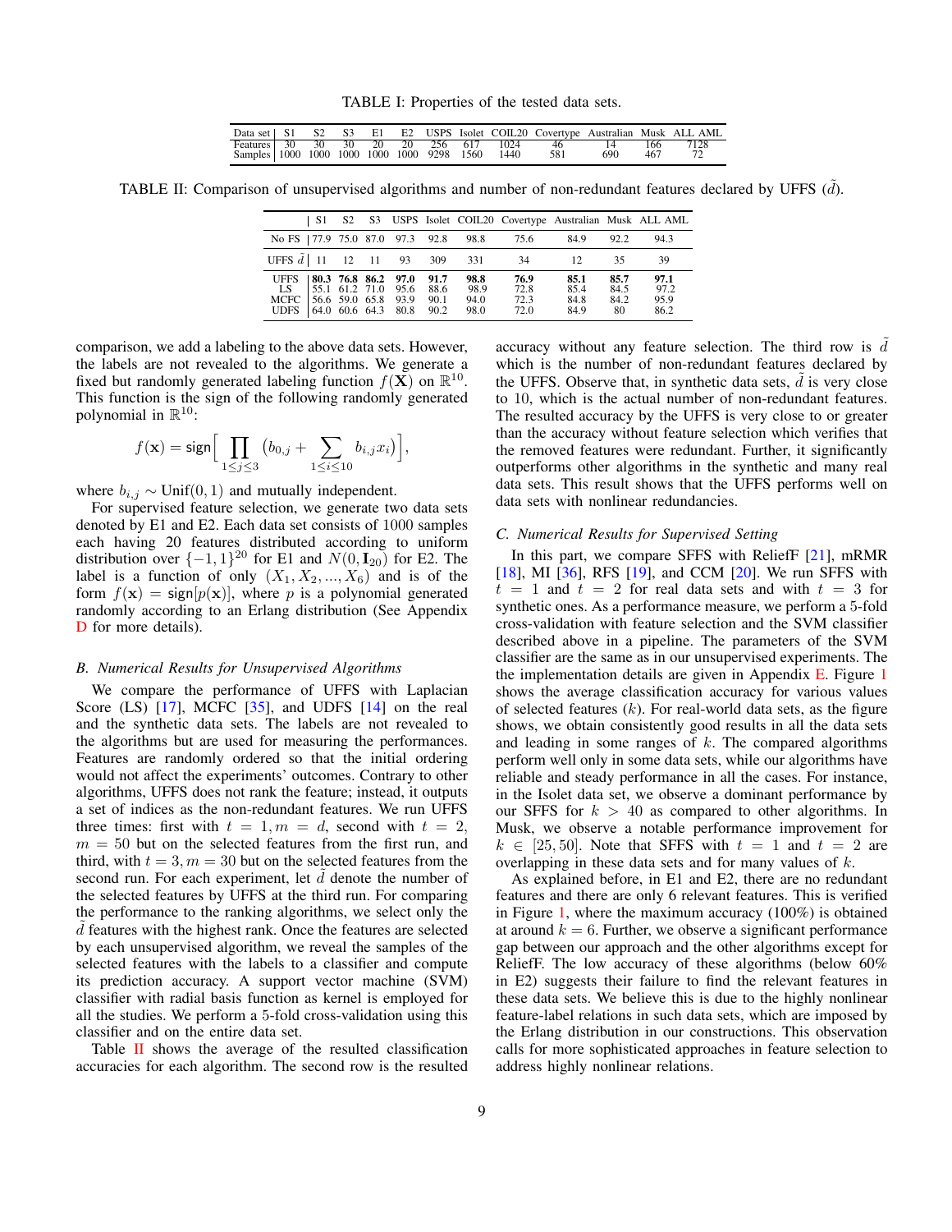TABLE I: Properties of the tested data sets.

| Data set | S1 | S2 | S3 | E1 | E2 | USPS | Isolet | COIL20 | Covertype | Australian | Musk | ALL AML |
|---|---|---|---|---|---|---|---|---|---|---|---|---|
| Features | 30 | 30 | 30 | 20 | 20 | 256 | 617 | 1024 | 46 | 14 | 166 | 7128 |
| Samples | 1000 | 1000 | 1000 | 1000 | 1000 | 9298 | 1560 | 1440 | 581 | 690 | 467 | 72 |

TABLE II: Comparison of unsupervised algorithms and number of non-redundant features declared by UFFS ($\tilde{d}$).

| | S1 | S2 | S3 | USPS | Isolet | COIL20 | Covertype | Australian | Musk | ALL AML |
|---|---|---|---|---|---|---|---|---|---|---|
| No FS | 77.9 | 75.0 | 87.0 | 97.3 | 92.8 | 98.8 | 75.6 | 84.9 | 92.2 | 94.3 |
| UFFS $\tilde{d}$ | 11 | 12 | 11 | 93 | 309 | 331 | 34 | 12 | 35 | 39 |
| UFFS | **80.3** | **76.8** | **86.2** | **97.0** | **91.7** | **98.8** | **76.9** | **85.1** | **85.7** | **97.1** |
| LS | 55.1 | 61.2 | 71.0 | 95.6 | 88.6 | 98.9 | 72.8 | 85.4 | 84.5 | 97.2 |
| MCFC | 56.6 | 59.0 | 65.8 | 93.9 | 90.1 | 94.0 | 72.3 | 84.8 | 84.2 | 95.9 |
| UDFS | 64.0 | 60.6 | 64.3 | 80.8 | 90.2 | 98.0 | 72.0 | 84.9 | 80 | 86.2 |

comparison, we add a labeling to the above data sets. However, the labels are not revealed to the algorithms. We generate a fixed but randomly generated labeling function $f(\mathbf{X})$ on $\mathbb{R}^{10}$. This function is the sign of the following randomly generated polynomial in $\mathbb{R}^{10}$:

$$f(\mathbf{x}) = \mathsf{sign}\Big[\prod_{1\leq j\leq 3}\big(b_{0,j} + \sum_{1\leq i\leq 10} b_{i,j}x_i\big)\Big],$$

where $b_{i,j} \sim \text{Unif}(0,1)$ and mutually independent.

For supervised feature selection, we generate two data sets denoted by E1 and E2. Each data set consists of 1000 samples each having 20 features distributed according to uniform distribution over $\{-1,1\}^{20}$ for E1 and $N(0,\mathbf{I}_{20})$ for E2. The label is a function of only $(X_1, X_2, ..., X_6)$ and is of the form $f(\mathbf{x}) = \mathsf{sign}[p(\mathbf{x})]$, where $p$ is a polynomial generated randomly according to an Erlang distribution (See Appendix D for more details).

### B. Numerical Results for Unsupervised Algorithms

We compare the performance of UFFS with Laplacian Score (LS) [17], MCFC [35], and UDFS [14] on the real and the synthetic data sets. The labels are not revealed to the algorithms but are used for measuring the performances. Features are randomly ordered so that the initial ordering would not affect the experiments' outcomes. Contrary to other algorithms, UFFS does not rank the feature; instead, it outputs a set of indices as the non-redundant features. We run UFFS three times: first with $t = 1, m = d$, second with $t = 2$, $m = 50$ but on the selected features from the first run, and third, with $t = 3, m = 30$ but on the selected features from the second run. For each experiment, let $\tilde{d}$ denote the number of the selected features by UFFS at the third run. For comparing the performance to the ranking algorithms, we select only the $\tilde{d}$ features with the highest rank. Once the features are selected by each unsupervised algorithm, we reveal the samples of the selected features with the labels to a classifier and compute its prediction accuracy. A support vector machine (SVM) classifier with radial basis function as kernel is employed for all the studies. We perform a 5-fold cross-validation using this classifier and on the entire data set.

Table II shows the average of the resulted classification accuracies for each algorithm. The second row is the resulted accuracy without any feature selection. The third row is $\tilde{d}$ which is the number of non-redundant features declared by the UFFS. Observe that, in synthetic data sets, $\tilde{d}$ is very close to 10, which is the actual number of non-redundant features. The resulted accuracy by the UFFS is very close to or greater than the accuracy without feature selection which verifies that the removed features were redundant. Further, it significantly outperforms other algorithms in the synthetic and many real data sets. This result shows that the UFFS performs well on data sets with nonlinear redundancies.

### C. Numerical Results for Supervised Setting

In this part, we compare SFFS with ReliefF [21], mRMR [18], MI [36], RFS [19], and CCM [20]. We run SFFS with $t = 1$ and $t = 2$ for real data sets and with $t = 3$ for synthetic ones. As a performance measure, we perform a 5-fold cross-validation with feature selection and the SVM classifier described above in a pipeline. The parameters of the SVM classifier are the same as in our unsupervised experiments. The the implementation details are given in Appendix E. Figure 1 shows the average classification accuracy for various values of selected features ($k$). For real-world data sets, as the figure shows, we obtain consistently good results in all the data sets and leading in some ranges of $k$. The compared algorithms perform well only in some data sets, while our algorithms have reliable and steady performance in all the cases. For instance, in the Isolet data set, we observe a dominant performance by our SFFS for $k > 40$ as compared to other algorithms. In Musk, we observe a notable performance improvement for $k \in [25, 50]$. Note that SFFS with $t = 1$ and $t = 2$ are overlapping in these data sets and for many values of $k$.

As explained before, in E1 and E2, there are no redundant features and there are only 6 relevant features. This is verified in Figure 1, where the maximum accuracy (100%) is obtained at around $k = 6$. Further, we observe a significant performance gap between our approach and the other algorithms except for ReliefF. The low accuracy of these algorithms (below 60% in E2) suggests their failure to find the relevant features in these data sets. We believe this is due to the highly nonlinear feature-label relations in such data sets, which are imposed by the Erlang distribution in our constructions. This observation calls for more sophisticated approaches in feature selection to address highly nonlinear relations.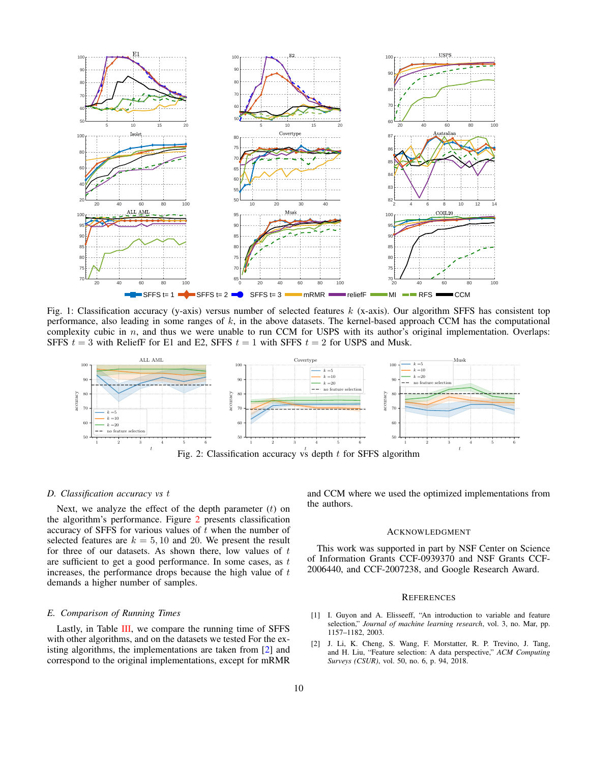Fig. 1: Classification accuracy (y-axis) versus number of selected features $k$ (x-axis). Our algorithm SFFS has consistent top performance, also leading in some ranges of $k$, in the above datasets. The kernel-based approach CCM has the computational complexity cubic in $n$, and thus we were unable to run CCM for USPS with its author's original implementation. Overlaps: SFFS $t = 3$ with ReliefF for E1 and E2, SFFS $t = 1$ with SFFS $t = 2$ for USPS and Musk.

Fig. 2: Classification accuracy vs depth $t$ for SFFS algorithm

### D. Classification accuracy vs $t$

Next, we analyze the effect of the depth parameter ($t$) on the algorithm's performance. Figure 2 presents classification accuracy of SFFS for various values of $t$ when the number of selected features are $k = 5, 10$ and $20$. We present the result for three of our datasets. As shown there, low values of $t$ are sufficient to get a good performance. In some cases, as $t$ increases, the performance drops because the high value of $t$ demands a higher number of samples.

### E. Comparison of Running Times

Lastly, in Table III, we compare the running time of SFFS with other algorithms, and on the datasets we tested For the existing algorithms, the implementations are taken from [2] and correspond to the original implementations, except for mRMR and CCM where we used the optimized implementations from the authors.

## Acknowledgment

This work was supported in part by NSF Center on Science of Information Grants CCF-0939370 and NSF Grants CCF-2006440, and CCF-2007238, and Google Research Award.

## References

[1] I. Guyon and A. Elisseeff, "An introduction to variable and feature selection," *Journal of machine learning research*, vol. 3, no. Mar, pp. 1157–1182, 2003.

[2] J. Li, K. Cheng, S. Wang, F. Morstatter, R. P. Trevino, J. Tang, and H. Liu, "Feature selection: A data perspective," *ACM Computing Surveys (CSUR)*, vol. 50, no. 6, p. 94, 2018.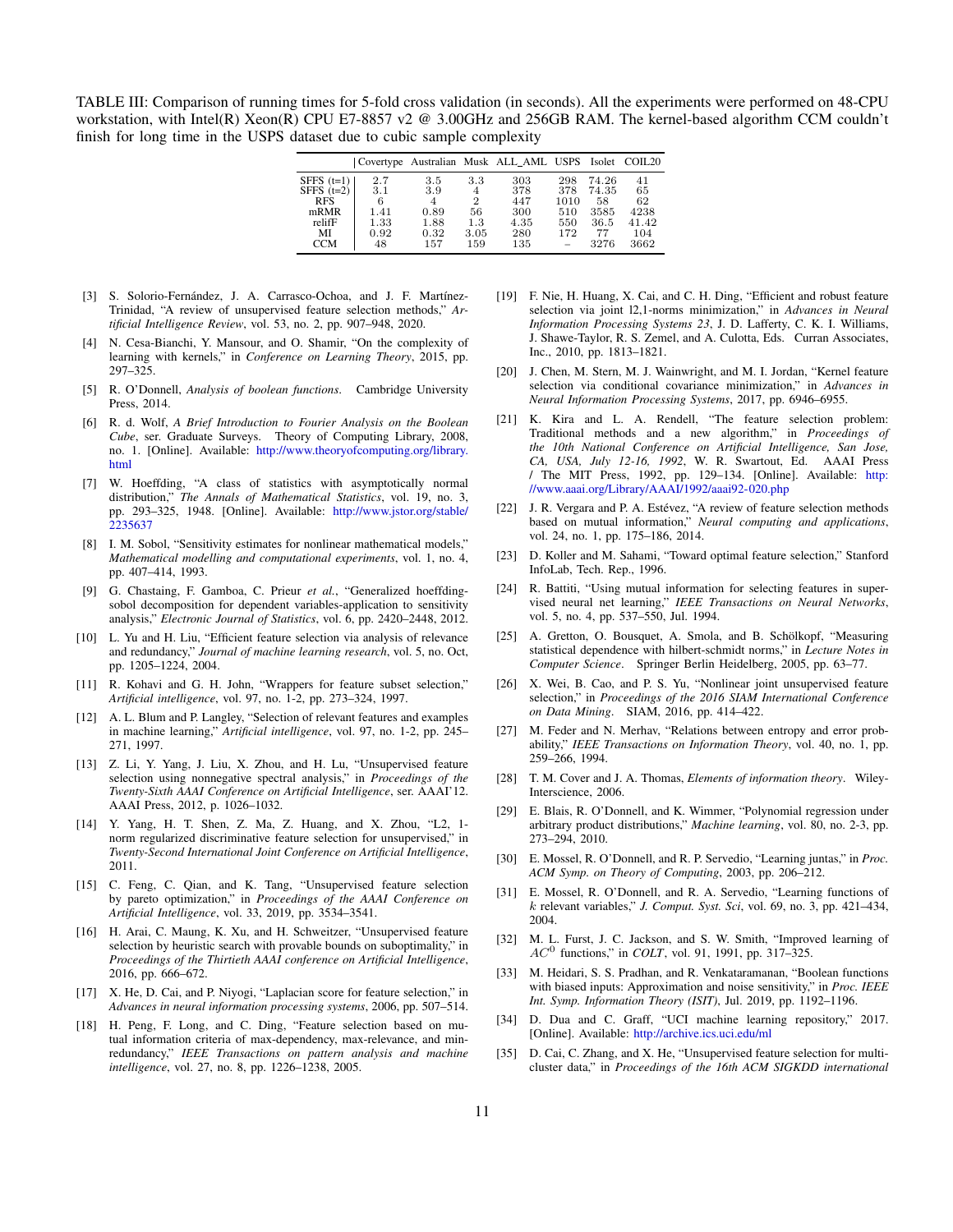TABLE III: Comparison of running times for 5-fold cross validation (in seconds). All the experiments were performed on 48-CPU workstation, with Intel(R) Xeon(R) CPU E7-8857 v2 @ 3.00GHz and 256GB RAM. The kernel-based algorithm CCM couldn't finish for long time in the USPS dataset due to cubic sample complexity

| | Covertype | Australian | Musk | ALL_AML | USPS | Isolet | COIL20 |
|---|---|---|---|---|---|---|---|
| SFFS (t=1) | 2.7 | 3.5 | 3.3 | 303 | 298 | 74.26 | 41 |
| SFFS (t=2) | 3.1 | 3.9 | 4 | 378 | 378 | 74.35 | 65 |
| RFS | 6 | 4 | 2 | 447 | 1010 | 58 | 62 |
| mRMR | 1.41 | 0.89 | 56 | 300 | 510 | 3585 | 4238 |
| relifF | 1.33 | 1.88 | 1.3 | 4.35 | 550 | 36.5 | 41.42 |
| MI | 0.92 | 0.32 | 3.05 | 280 | 172 | 77 | 104 |
| CCM | 48 | 157 | 159 | 135 | – | 3276 | 3662 |

[3] S. Solorio-Fernández, J. A. Carrasco-Ochoa, and J. F. Martínez-Trinidad, "A review of unsupervised feature selection methods," *Artificial Intelligence Review*, vol. 53, no. 2, pp. 907–948, 2020.

[4] N. Cesa-Bianchi, Y. Mansour, and O. Shamir, "On the complexity of learning with kernels," in *Conference on Learning Theory*, 2015, pp. 297–325.

[5] R. O'Donnell, *Analysis of boolean functions*. Cambridge University Press, 2014.

[6] R. d. Wolf, *A Brief Introduction to Fourier Analysis on the Boolean Cube*, ser. Graduate Surveys. Theory of Computing Library, 2008, no. 1. [Online]. Available: http://www.theoryofcomputing.org/library.html

[7] W. Hoeffding, "A class of statistics with asymptotically normal distribution," *The Annals of Mathematical Statistics*, vol. 19, no. 3, pp. 293–325, 1948. [Online]. Available: http://www.jstor.org/stable/2235637

[8] I. M. Sobol, "Sensitivity estimates for nonlinear mathematical models," *Mathematical modelling and computational experiments*, vol. 1, no. 4, pp. 407–414, 1993.

[9] G. Chastaing, F. Gamboa, C. Prieur *et al.*, "Generalized hoeffding-sobol decomposition for dependent variables-application to sensitivity analysis," *Electronic Journal of Statistics*, vol. 6, pp. 2420–2448, 2012.

[10] L. Yu and H. Liu, "Efficient feature selection via analysis of relevance and redundancy," *Journal of machine learning research*, vol. 5, no. Oct, pp. 1205–1224, 2004.

[11] R. Kohavi and G. H. John, "Wrappers for feature subset selection," *Artificial intelligence*, vol. 97, no. 1-2, pp. 273–324, 1997.

[12] A. L. Blum and P. Langley, "Selection of relevant features and examples in machine learning," *Artificial intelligence*, vol. 97, no. 1-2, pp. 245–271, 1997.

[13] Z. Li, Y. Yang, J. Liu, X. Zhou, and H. Lu, "Unsupervised feature selection using nonnegative spectral analysis," in *Proceedings of the Twenty-Sixth AAAI Conference on Artificial Intelligence*, ser. AAAI'12. AAAI Press, 2012, p. 1026–1032.

[14] Y. Yang, H. T. Shen, Z. Ma, Z. Huang, and X. Zhou, "L2, 1-norm regularized discriminative feature selection for unsupervised," in *Twenty-Second International Joint Conference on Artificial Intelligence*, 2011.

[15] C. Feng, C. Qian, and K. Tang, "Unsupervised feature selection by pareto optimization," in *Proceedings of the AAAI Conference on Artificial Intelligence*, vol. 33, 2019, pp. 3534–3541.

[16] H. Arai, C. Maung, K. Xu, and H. Schweitzer, "Unsupervised feature selection by heuristic search with provable bounds on suboptimality," in *Proceedings of the Thirtieth AAAI conference on Artificial Intelligence*, 2016, pp. 666–672.

[17] X. He, D. Cai, and P. Niyogi, "Laplacian score for feature selection," in *Advances in neural information processing systems*, 2006, pp. 507–514.

[18] H. Peng, F. Long, and C. Ding, "Feature selection based on mutual information criteria of max-dependency, max-relevance, and min-redundancy," *IEEE Transactions on pattern analysis and machine intelligence*, vol. 27, no. 8, pp. 1226–1238, 2005.

[19] F. Nie, H. Huang, X. Cai, and C. H. Ding, "Efficient and robust feature selection via joint l2,1-norms minimization," in *Advances in Neural Information Processing Systems 23*, J. D. Lafferty, C. K. I. Williams, J. Shawe-Taylor, R. S. Zemel, and A. Culotta, Eds. Curran Associates, Inc., 2010, pp. 1813–1821.

[20] J. Chen, M. Stern, M. J. Wainwright, and M. I. Jordan, "Kernel feature selection via conditional covariance minimization," in *Advances in Neural Information Processing Systems*, 2017, pp. 6946–6955.

[21] K. Kira and L. A. Rendell, "The feature selection problem: Traditional methods and a new algorithm," in *Proceedings of the 10th National Conference on Artificial Intelligence, San Jose, CA, USA, July 12-16, 1992*, W. R. Swartout, Ed. AAAI Press / The MIT Press, 1992, pp. 129–134. [Online]. Available: http://www.aaai.org/Library/AAAI/1992/aaai92-020.php

[22] J. R. Vergara and P. A. Estévez, "A review of feature selection methods based on mutual information," *Neural computing and applications*, vol. 24, no. 1, pp. 175–186, 2014.

[23] D. Koller and M. Sahami, "Toward optimal feature selection," Stanford InfoLab, Tech. Rep., 1996.

[24] R. Battiti, "Using mutual information for selecting features in supervised neural net learning," *IEEE Transactions on Neural Networks*, vol. 5, no. 4, pp. 537–550, Jul. 1994.

[25] A. Gretton, O. Bousquet, A. Smola, and B. Schölkopf, "Measuring statistical dependence with hilbert-schmidt norms," in *Lecture Notes in Computer Science*. Springer Berlin Heidelberg, 2005, pp. 63–77.

[26] X. Wei, B. Cao, and P. S. Yu, "Nonlinear joint unsupervised feature selection," in *Proceedings of the 2016 SIAM International Conference on Data Mining*. SIAM, 2016, pp. 414–422.

[27] M. Feder and N. Merhav, "Relations between entropy and error probability," *IEEE Transactions on Information Theory*, vol. 40, no. 1, pp. 259–266, 1994.

[28] T. M. Cover and J. A. Thomas, *Elements of information theory*. Wiley-Interscience, 2006.

[29] E. Blais, R. O'Donnell, and K. Wimmer, "Polynomial regression under arbitrary product distributions," *Machine learning*, vol. 80, no. 2-3, pp. 273–294, 2010.

[30] E. Mossel, R. O'Donnell, and R. P. Servedio, "Learning juntas," in *Proc. ACM Symp. on Theory of Computing*, 2003, pp. 206–212.

[31] E. Mossel, R. O'Donnell, and R. A. Servedio, "Learning functions of $k$ relevant variables," *J. Comput. Syst. Sci*, vol. 69, no. 3, pp. 421–434, 2004.

[32] M. L. Furst, J. C. Jackson, and S. W. Smith, "Improved learning of $AC^0$ functions," in *COLT*, vol. 91, 1991, pp. 317–325.

[33] M. Heidari, S. S. Pradhan, and R. Venkataramanan, "Boolean functions with biased inputs: Approximation and noise sensitivity," in *Proc. IEEE Int. Symp. Information Theory (ISIT)*, Jul. 2019, pp. 1192–1196.

[34] D. Dua and C. Graff, "UCI machine learning repository," 2017. [Online]. Available: http://archive.ics.uci.edu/ml

[35] D. Cai, C. Zhang, and X. He, "Unsupervised feature selection for multi-cluster data," in *Proceedings of the 16th ACM SIGKDD international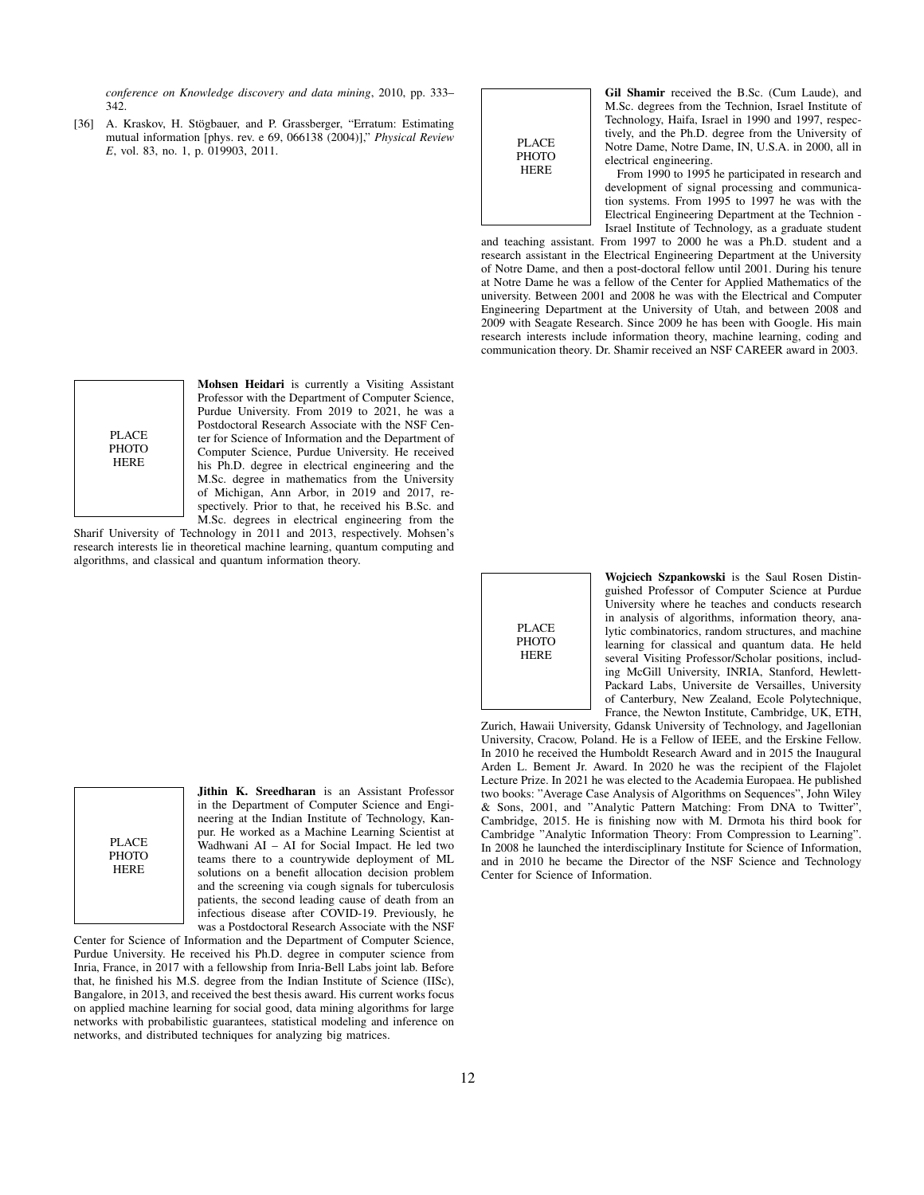conference on Knowledge discovery and data mining, 2010, pp. 333–342.

[36] A. Kraskov, H. Stögbauer, and P. Grassberger, "Erratum: Estimating mutual information [phys. rev. e 69, 066138 (2004)]," *Physical Review E*, vol. 83, no. 1, p. 019903, 2011.

PLACE PHOTO HERE

**Mohsen Heidari** is currently a Visiting Assistant Professor with the Department of Computer Science, Purdue University. From 2019 to 2021, he was a Postdoctoral Research Associate with the NSF Center for Science of Information and the Department of Computer Science, Purdue University. He received his Ph.D. degree in electrical engineering and the M.Sc. degree in mathematics from the University of Michigan, Ann Arbor, in 2019 and 2017, respectively. Prior to that, he received his B.Sc. and M.Sc. degrees in electrical engineering from the Sharif University of Technology in 2011 and 2013, respectively. Mohsen's research interests lie in theoretical machine learning, quantum computing and algorithms, and classical and quantum information theory.

PLACE PHOTO HERE

**Jithin K. Sreedharan** is an Assistant Professor in the Department of Computer Science and Engineering at the Indian Institute of Technology, Kanpur. He worked as a Machine Learning Scientist at Wadhwani AI – AI for Social Impact. He led two teams there to a countrywide deployment of ML solutions on a benefit allocation decision problem and the screening via cough signals for tuberculosis patients, the second leading cause of death from an infectious disease after COVID-19. Previously, he was a Postdoctoral Research Associate with the NSF Center for Science of Information and the Department of Computer Science, Purdue University. He received his Ph.D. degree in computer science from Inria, France, in 2017 with a fellowship from Inria-Bell Labs joint lab. Before that, he finished his M.S. degree from the Indian Institute of Science (IISc), Bangalore, in 2013, and received the best thesis award. His current works focus on applied machine learning for social good, data mining algorithms for large networks with probabilistic guarantees, statistical modeling and inference on networks, and distributed techniques for analyzing big matrices.

PLACE PHOTO HERE

**Gil Shamir** received the B.Sc. (Cum Laude), and M.Sc. degrees from the Technion, Israel Institute of Technology, Haifa, Israel in 1990 and 1997, respectively, and the Ph.D. degree from the University of Notre Dame, Notre Dame, IN, U.S.A. in 2000, all in electrical engineering.

From 1990 to 1995 he participated in research and development of signal processing and communication systems. From 1995 to 1997 he was with the Electrical Engineering Department at the Technion - Israel Institute of Technology, as a graduate student and teaching assistant. From 1997 to 2000 he was a Ph.D. student and a research assistant in the Electrical Engineering Department at the University of Notre Dame, and then a post-doctoral fellow until 2001. During his tenure at Notre Dame he was a fellow of the Center for Applied Mathematics of the university. Between 2001 and 2008 he was with the Electrical and Computer Engineering Department at the University of Utah, and between 2008 and 2009 with Seagate Research. Since 2009 he has been with Google. His main research interests include information theory, machine learning, coding and communication theory. Dr. Shamir received an NSF CAREER award in 2003.

PLACE PHOTO HERE

**Wojciech Szpankowski** is the Saul Rosen Distinguished Professor of Computer Science at Purdue University where he teaches and conducts research in analysis of algorithms, information theory, analytic combinatorics, random structures, and machine learning for classical and quantum data. He held several Visiting Professor/Scholar positions, including McGill University, INRIA, Stanford, Hewlett-Packard Labs, Universite de Versailles, University of Canterbury, New Zealand, Ecole Polytechnique, France, the Newton Institute, Cambridge, UK, ETH, Zurich, Hawaii University, Gdansk University of Technology, and Jagellonian University, Cracow, Poland. He is a Fellow of IEEE, and the Erskine Fellow. In 2010 he received the Humboldt Research Award and in 2015 the Inaugural Arden L. Bement Jr. Award. In 2020 he was the recipient of the Flajolet Lecture Prize. In 2021 he was elected to the Academia Europaea. He published two books: "Average Case Analysis of Algorithms on Sequences", John Wiley & Sons, 2001, and "Analytic Pattern Matching: From DNA to Twitter", Cambridge, 2015. He is finishing now with M. Drmota his third book for Cambridge "Analytic Information Theory: From Compression to Learning". In 2008 he launched the interdisciplinary Institute for Science of Information, and in 2010 he became the Director of the NSF Science and Technology Center for Science of Information.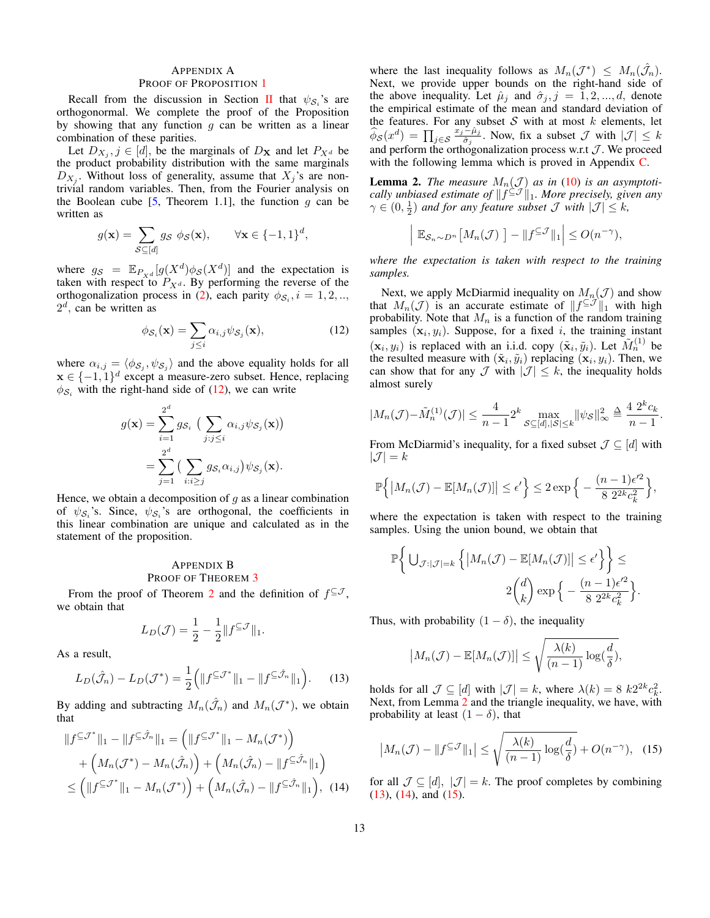## Appendix A
## Proof of Proposition 1

Recall from the discussion in Section II that $\psi_{\mathcal{S}_i}$'s are orthogonormal. We complete the proof of the Proposition by showing that any function $g$ can be written as a linear combination of these parities.

Let $D_{X_j}, j \in [d]$, be the marginals of $D_{\mathbf{X}}$ and let $P_{X^d}$ be the product probability distribution with the same marginals $D_{X_j}$. Without loss of generality, assume that $X_j$'s are non-trivial random variables. Then, from the Fourier analysis on the Boolean cube [5, Theorem 1.1], the function $g$ can be written as

$$g(\mathbf{x}) = \sum_{\mathcal{S}\subseteq[d]} g_{\mathcal{S}}\ \phi_{\mathcal{S}}(\mathbf{x}), \qquad \forall \mathbf{x}\in\{-1,1\}^d,$$

where $g_{\mathcal{S}} = \mathbb{E}_{P_{X^d}}[g(X^d)\phi_{\mathcal{S}}(X^d)]$ and the expectation is taken with respect to $P_{X^d}$. By performing the reverse of the orthogonalization process in (2), each parity $\phi_{\mathcal{S}_i}, i = 1, 2, .., 2^d$, can be written as

$$\phi_{\mathcal{S}_i}(\mathbf{x}) = \sum_{j\leq i} \alpha_{i,j}\psi_{\mathcal{S}_j}(\mathbf{x}), \tag{12}$$

where $\alpha_{i,j} = \langle \phi_{\mathcal{S}_j}, \psi_{\mathcal{S}_j}\rangle$ and the above equality holds for all $\mathbf{x}\in\{-1,1\}^d$ except a measure-zero subset. Hence, replacing $\phi_{\mathcal{S}_i}$ with the right-hand side of (12), we can write

$$\begin{aligned} g(\mathbf{x}) &= \sum_{i=1}^{2^d} g_{\mathcal{S}_i}\ \Big(\sum_{j:j\leq i}\alpha_{i,j}\psi_{\mathcal{S}_j}(\mathbf{x})\Big)\\ &= \sum_{j=1}^{2^d}\Big(\sum_{i:i\geq j} g_{\mathcal{S}_i}\alpha_{i,j}\Big)\psi_{\mathcal{S}_j}(\mathbf{x}). \end{aligned}$$

Hence, we obtain a decomposition of $g$ as a linear combination of $\psi_{\mathcal{S}_i}$'s. Since, $\psi_{\mathcal{S}_i}$'s are orthogonal, the coefficients in this linear combination are unique and calculated as in the statement of the proposition.

## Appendix B
## Proof of Theorem 3

From the proof of Theorem 2 and the definition of $f^{\subseteq\mathcal{J}}$, we obtain that

$$L_D(\mathcal{J}) = \frac{1}{2} - \frac{1}{2}\|f^{\subseteq\mathcal{J}}\|_1.$$

As a result,

$$L_D(\hat{\mathcal{J}}_n) - L_D(\mathcal{J}^*) = \frac{1}{2}\Big(\|f^{\subseteq\mathcal{J}^*}\|_1 - \|f^{\subseteq\hat{\mathcal{J}}_n}\|_1\Big). \tag{13}$$

By adding and subtracting $M_n(\hat{\mathcal{J}}_n)$ and $M_n(\mathcal{J}^*)$, we obtain that

$$\begin{aligned} \|f^{\subseteq\mathcal{J}^*}\|_1 - \|f^{\subseteq\hat{\mathcal{J}}_n}\|_1 &= \Big(\|f^{\subseteq\mathcal{J}^*}\|_1 - M_n(\mathcal{J}^*)\Big)\\ &+ \Big(M_n(\mathcal{J}^*) - M_n(\hat{\mathcal{J}}_n)\Big) + \Big(M_n(\hat{\mathcal{J}}_n) - \|f^{\subseteq\hat{\mathcal{J}}_n}\|_1\Big)\\ &\leq \Big(\|f^{\subseteq\mathcal{J}^*}\|_1 - M_n(\mathcal{J}^*)\Big) + \Big(M_n(\hat{\mathcal{J}}_n) - \|f^{\subseteq\hat{\mathcal{J}}_n}\|_1\Big), \end{aligned} \tag{14}$$

where the last inequality follows as $M_n(\mathcal{J}^*) \leq M_n(\hat{\mathcal{J}}_n)$. Next, we provide upper bounds on the right-hand side of the above inequality. Let $\hat{\mu}_j$ and $\hat{\sigma}_j, j = 1, 2, ..., d$, denote the empirical estimate of the mean and standard deviation of the features. For any subset $\mathcal{S}$ with at most $k$ elements, let $\widehat{\phi}_{\mathcal{S}}(x^d) = \prod_{j\in\mathcal{S}}\frac{x_j-\hat{\mu}_j}{\hat{\sigma}_j}$. Now, fix a subset $\mathcal{J}$ with $|\mathcal{J}|\leq k$ and perform the orthogonalization process w.r.t $\mathcal{J}$. We proceed with the following lemma which is proved in Appendix C.

**Lemma 2.** *The measure $M_n(\mathcal{J})$ as in (10) is an asymptotically unbiased estimate of $\|f^{\subseteq\mathcal{J}}\|_1$. More precisely, given any $\gamma\in(0,\frac{1}{2})$ and for any feature subset $\mathcal{J}$ with $|\mathcal{J}|\leq k$,*

$$\Big|\ \mathbb{E}_{\mathcal{S}_n\sim D^n}\big[M_n(\mathcal{J})\ \big] - \|f^{\subseteq\mathcal{J}}\|_1\Big| \leq O(n^{-\gamma}),$$

*where the expectation is taken with respect to the training samples.*

Next, we apply McDiarmid inequality on $M_n(\mathcal{J})$ and show that $M_n(\mathcal{J})$ is an accurate estimate of $\|f^{\subseteq\mathcal{J}}\|_1$ with high probability. Note that $M_n$ is a function of the random training samples $(\mathbf{x}_i, y_i)$. Suppose, for a fixed $i$, the training instant $(\mathbf{x}_i, y_i)$ is replaced with an i.i.d. copy $(\tilde{\mathbf{x}}_i, \tilde{y}_i)$. Let $\tilde{M}_n^{(1)}$ be the resulted measure with $(\tilde{\mathbf{x}}_i, \tilde{y}_i)$ replacing $(\mathbf{x}_i, y_i)$. Then, we can show that for any $\mathcal{J}$ with $|\mathcal{J}|\leq k$, the inequality holds almost surely

$$|M_n(\mathcal{J}) - \tilde{M}_n^{(1)}(\mathcal{J})| \leq \frac{4}{n-1}2^k \max_{\mathcal{S}\subseteq[d],|\mathcal{S}|\leq k}\|\psi_{\mathcal{S}}\|_\infty^2 \triangleq \frac{4\ 2^k c_k}{n-1}.$$

From McDiarmid's inequality, for a fixed subset $\mathcal{J}\subseteq[d]$ with $|\mathcal{J}| = k$

$$\mathbb{P}\Big\{\big|M_n(\mathcal{J}) - \mathbb{E}[M_n(\mathcal{J})]\big| \leq \epsilon'\Big\} \leq 2\exp\Big\{-\frac{(n-1)\epsilon'^2}{8\ 2^{2k}c_k^2}\Big\},$$

where the expectation is taken with respect to the training samples. Using the union bound, we obtain that

$$\mathbb{P}\Big\{\bigcup_{\mathcal{J}:|\mathcal{J}|=k}\Big\{\big|M_n(\mathcal{J}) - \mathbb{E}[M_n(\mathcal{J})]\big| \leq \epsilon'\Big\}\Big\} \leq 2\binom{d}{k}\exp\Big\{-\frac{(n-1)\epsilon'^2}{8\ 2^{2k}c_k^2}\Big\}.$$

Thus, with probability $(1-\delta)$, the inequality

$$\big|M_n(\mathcal{J}) - \mathbb{E}[M_n(\mathcal{J})]\big| \leq \sqrt{\frac{\lambda(k)}{(n-1)}\log(\frac{d}{\delta})},$$

holds for all $\mathcal{J}\subseteq[d]$ with $|\mathcal{J}| = k$, where $\lambda(k) = 8\ k2^{2k}c_k^2$. Next, from Lemma 2 and the triangle inequality, we have, with probability at least $(1-\delta)$, that

$$\big|M_n(\mathcal{J}) - \|f^{\subseteq\mathcal{J}}\|_1\big| \leq \sqrt{\frac{\lambda(k)}{(n-1)}\log(\frac{d}{\delta})} + O(n^{-\gamma}), \tag{15}$$

for all $\mathcal{J}\subseteq[d],\ |\mathcal{J}| = k$. The proof completes by combining (13), (14), and (15).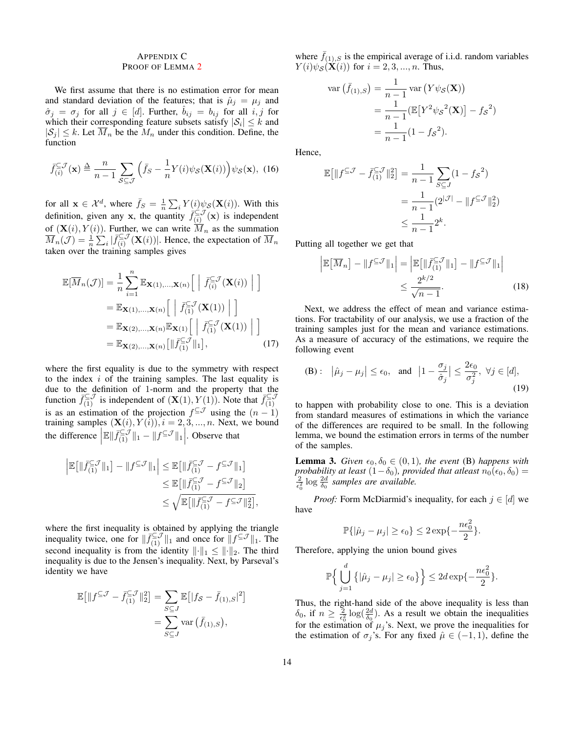# Appendix C
## Proof of Lemma 2

We first assume that there is no estimation error for mean and standard deviation of the features; that is $\hat{\mu}_j = \mu_j$ and $\hat{\sigma}_j = \sigma_j$ for all $j \in [d]$. Further, $\hat{b}_{ij} = b_{ij}$ for all $i, j$ for which their corresponding feature subsets satisfy $|\mathcal{S}_i| \leq k$ and $|\mathcal{S}_j| \leq k$. Let $\overline{M}_n$ be the $M_n$ under this condition. Define, the function

$$\bar{f}_{(i)}^{\subseteq \mathcal{J}}(\mathbf{x}) \triangleq \frac{n}{n-1} \sum_{\mathcal{S} \subseteq \mathcal{J}} \Big(\bar{f}_{\mathcal{S}} - \frac{1}{n} Y(i) \psi_{\mathcal{S}}(\mathbf{X}(i))\Big) \psi_{\mathcal{S}}(\mathbf{x}), \quad (16)$$

for all $\mathbf{x} \in \mathcal{X}^d$, where $\bar{f}_{\mathcal{S}} = \frac{1}{n}\sum_i Y(i)\psi_{\mathcal{S}}(\mathbf{X}(i))$. With this definition, given any $\mathbf{x}$, the quantity $\bar{f}_{(i)}^{\subseteq \mathcal{J}}(\mathbf{x})$ is independent of $(\mathbf{X}(i), Y(i))$. Further, we can write $\overline{M}_n$ as the summation $\overline{M}_n(\mathcal{J}) = \frac{1}{n}\sum_i |\bar{f}_{(i)}^{\subseteq \mathcal{J}}(\mathbf{X}(i))|$. Hence, the expectation of $\overline{M}_n$ taken over the training samples gives

$$\begin{aligned}
\mathbb{E}[\overline{M}_n(\mathcal{J})] &= \frac{1}{n}\sum_{i=1}^{n} \mathbb{E}_{\mathbf{X}(1),\ldots,\mathbf{X}(n)}\Big[\ \Big|\ \bar{f}_{(i)}^{\subseteq \mathcal{J}}(\mathbf{X}(i))\ \Big|\ \Big] \\
&= \mathbb{E}_{\mathbf{X}(1),\ldots,\mathbf{X}(n)}\Big[\ \Big|\ \bar{f}_{(1)}^{\subseteq \mathcal{J}}(\mathbf{X}(1))\ \Big|\ \Big] \\
&= \mathbb{E}_{\mathbf{X}(2),\ldots,\mathbf{X}(n)} \mathbb{E}_{\mathbf{X}(1)}\Big[\ \Big|\ \bar{f}_{(1)}^{\subseteq \mathcal{J}}(\mathbf{X}(1))\ \Big|\ \Big] \\
&= \mathbb{E}_{\mathbf{X}(2),\ldots,\mathbf{X}(n)}\big[\|\bar{f}_{(1)}^{\subseteq \mathcal{J}}\|_1\big], \quad (17)
\end{aligned}$$

where the first equality is due to the symmetry with respect to the index $i$ of the training samples. The last equality is due to the definition of 1-norm and the property that the function $\bar{f}_{(1)}^{\subseteq \mathcal{J}}$ is independent of $(\mathbf{X}(1), Y(1))$. Note that $\bar{f}_{(1)}^{\subseteq \mathcal{J}}$ is as an estimation of the projection $f^{\subseteq \mathcal{J}}$ using the $(n-1)$ training samples $(\mathbf{X}(i), Y(i)), i = 2, 3, ..., n$. Next, we bound the difference $\Big|\mathbb{E}\|\bar{f}_{(1)}^{\subseteq \mathcal{J}}\|_1 - \|f^{\subseteq \mathcal{J}}\|_1\Big|$. Observe that

$$\begin{aligned}
\Big|\mathbb{E}\big[\|\bar{f}_{(1)}^{\subseteq \mathcal{J}}\|_1\big] - \|f^{\subseteq \mathcal{J}}\|_1\Big| &\leq \mathbb{E}\big[\|\bar{f}_{(1)}^{\subseteq \mathcal{J}} - f^{\subseteq \mathcal{J}}\|_1\big] \\
&\leq \mathbb{E}\big[\|\bar{f}_{(1)}^{\subseteq \mathcal{J}} - f^{\subseteq \mathcal{J}}\|_2\big] \\
&\leq \sqrt{\mathbb{E}\big[\|\bar{f}_{(1)}^{\subseteq \mathcal{J}} - f^{\subseteq \mathcal{J}}\|_2^2\big]},
\end{aligned}$$

where the first inequality is obtained by applying the triangle inequality twice, one for $\|\bar{f}_{(1)}^{\subseteq \mathcal{J}}\|_1$ and once for $\|f^{\subseteq \mathcal{J}}\|_1$. The second inequality is from the identity $\|\cdot\|_1 \leq \|\cdot\|_2$. The third inequality is due to the Jensen's inequality. Next, by Parseval's identity we have

$$\begin{aligned}
\mathbb{E}\big[\|f^{\subseteq \mathcal{J}} - \bar{f}_{(1)}^{\subseteq \mathcal{J}}\|_2^2\big] &= \sum_{S \subseteq J} \mathbb{E}\big[|f_{\mathcal{S}} - \bar{f}_{(1),S}|^2\big] \\
&= \sum_{S \subseteq J} \operatorname{var}\big(\bar{f}_{(1),S}\big),
\end{aligned}$$

where $\bar{f}_{(1),S}$ is the empirical average of i.i.d. random variables $Y(i)\psi_{\mathcal{S}}(\mathbf{X}(i))$ for $i = 2, 3, ..., n$. Thus,

$$\begin{aligned}
\operatorname{var}\big(\bar{f}_{(1),S}\big) &= \frac{1}{n-1} \operatorname{var}\big(Y\psi_{\mathcal{S}}(\mathbf{X})\big) \\
&= \frac{1}{n-1}\big(\mathbb{E}\big[Y^2 {\psi_{\mathcal{S}}}^2(\mathbf{X})\big] - {f_{\mathcal{S}}}^2\big) \\
&= \frac{1}{n-1}(1 - {f_{\mathcal{S}}}^2).
\end{aligned}$$

Hence,

$$\begin{aligned}
\mathbb{E}\big[\|f^{\subseteq \mathcal{J}} - \bar{f}_{(1)}^{\subseteq \mathcal{J}}\|_2^2\big] &= \frac{1}{n-1}\sum_{S \subseteq J}(1 - {f_{\mathcal{S}}}^2) \\
&= \frac{1}{n-1}(2^{|\mathcal{J}|} - \|f^{\subseteq \mathcal{J}}\|_2^2) \\
&\leq \frac{1}{n-1} 2^k.
\end{aligned}$$

Putting all together we get that

$$\begin{aligned}
\Big|\mathbb{E}\big[\overline{M}_n\big] - \|f^{\subseteq \mathcal{J}}\|_1\Big| &= \Big|\mathbb{E}\big[\|\bar{f}_{(1)}^{\subseteq \mathcal{J}}\|_1\big] - \|f^{\subseteq \mathcal{J}}\|_1\Big| \\
&\leq \frac{2^{k/2}}{\sqrt{n-1}}. \quad (18)
\end{aligned}$$

Next, we address the effect of mean and variance estimations. For tractability of our analysis, we use a fraction of the training samples just for the mean and variance estimations. As a measure of accuracy of the estimations, we require the following event

$$\text{(B)}: \quad \big|\hat{\mu}_j - \mu_j\big| \leq \epsilon_0, \quad \text{and} \quad \big|1 - \frac{\sigma_j}{\hat{\sigma}_j}\big| \leq \frac{2\epsilon_0}{\sigma_j^2}, \ \forall j \in [d], \quad (19)$$

to happen with probability close to one. This is a deviation from standard measures of estimations in which the variance of the differences are required to be small. In the following lemma, we bound the estimation errors in terms of the number of the samples.

**Lemma 3.** *Given $\epsilon_0, \delta_0 \in (0,1)$, the event* (B) *happens with probability at least $(1-\delta_0)$, provided that atleast $n_0(\epsilon_0, \delta_0) = \frac{2}{\epsilon_0^2}\log\frac{2d}{\delta_0}$ samples are available.*

*Proof:* Form McDiarmid's inequality, for each $j \in [d]$ we have

$$\mathbb{P}\{|\hat{\mu}_j - \mu_j| \geq \epsilon_0\} \leq 2\exp\{-\frac{n\epsilon_0^2}{2}\}.$$

Therefore, applying the union bound gives

$$\mathbb{P}\Big\{\bigcup_{j=1}^{d}\big\{|\hat{\mu}_j - \mu_j| \geq \epsilon_0\big\}\Big\} \leq 2d\exp\{-\frac{n\epsilon_0^2}{2}\}.$$

Thus, the right-hand side of the above inequality is less than $\delta_0$, if $n \geq \frac{2}{\epsilon_0^2}\log(\frac{2d}{\delta_0})$. As a result we obtain the inequalities for the estimation of $\mu_j$'s. Next, we prove the inequalities for the estimation of $\sigma_j$'s. For any fixed $\hat{\mu} \in (-1, 1)$, define the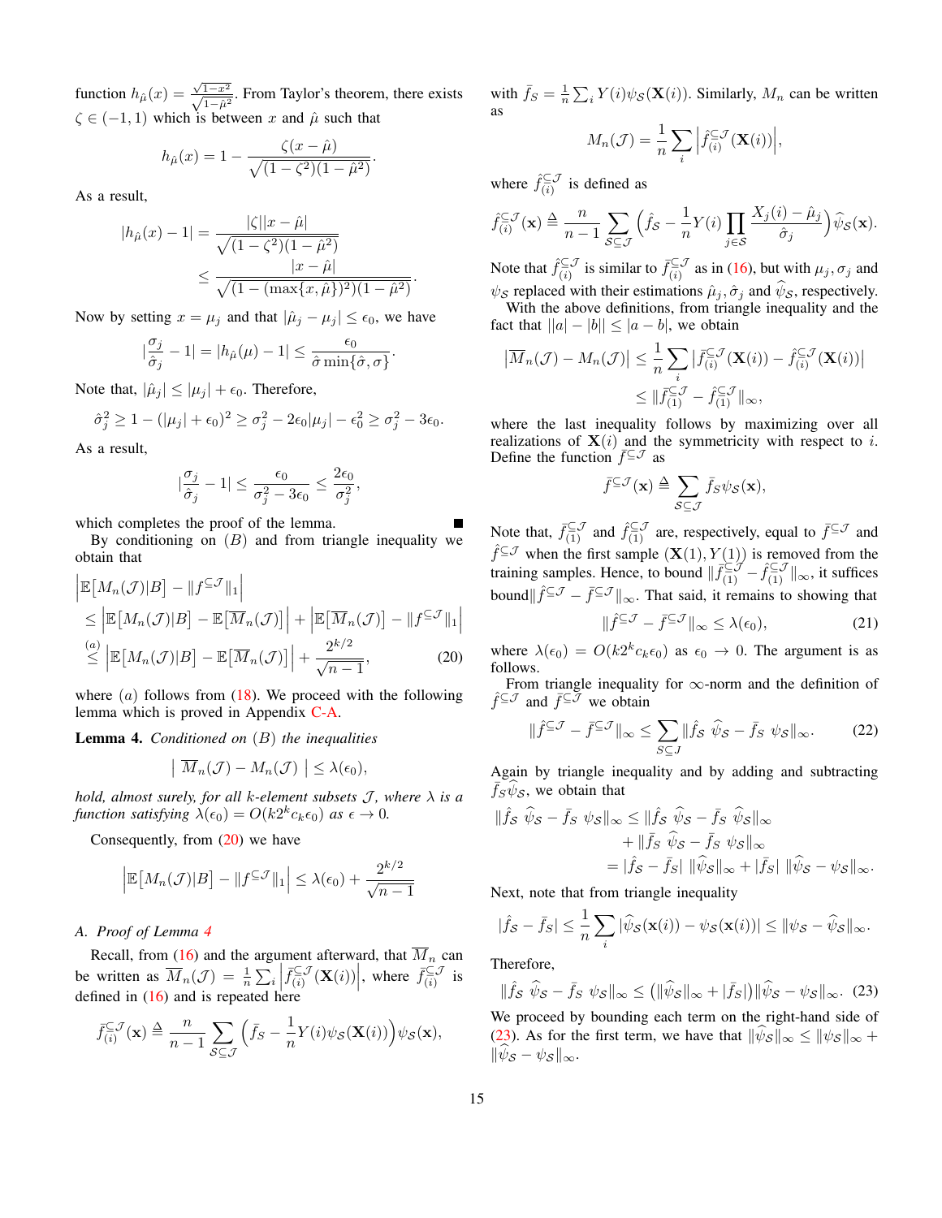function $h_{\hat{\mu}}(x) = \frac{\sqrt{1-x^2}}{\sqrt{1-\hat{\mu}^2}}$. From Taylor's theorem, there exists $\zeta \in (-1,1)$ which is between $x$ and $\hat{\mu}$ such that

$$h_{\hat{\mu}}(x) = 1 - \frac{\zeta(x-\hat{\mu})}{\sqrt{(1-\zeta^2)(1-\hat{\mu}^2)}}.$$

As a result,

$$\begin{aligned}|h_{\hat{\mu}}(x) - 1| &= \frac{|\zeta||x-\hat{\mu}|}{\sqrt{(1-\zeta^2)(1-\hat{\mu}^2)}} \\ &\leq \frac{|x-\hat{\mu}|}{\sqrt{(1-(\max\{x,\hat{\mu}\})^2)(1-\hat{\mu}^2)}}.\end{aligned}$$

Now by setting $x=\mu_j$ and that $|\hat{\mu}_j - \mu_j| \leq \epsilon_0$, we have

$$|\frac{\sigma_j}{\hat{\sigma}_j} - 1| = |h_{\hat{\mu}}(\mu) - 1| \leq \frac{\epsilon_0}{\hat{\sigma}\min\{\hat{\sigma},\sigma\}}.$$

Note that, $|\hat{\mu}_j| \leq |\mu_j| + \epsilon_0$. Therefore,

$$\hat{\sigma}_j^2 \geq 1 - (|\mu_j| + \epsilon_0)^2 \geq \sigma_j^2 - 2\epsilon_0|\mu_j| - \epsilon_0^2 \geq \sigma_j^2 - 3\epsilon_0.$$

As a result,

$$|\frac{\sigma_j}{\hat{\sigma}_j} - 1| \leq \frac{\epsilon_0}{\sigma_j^2 - 3\epsilon_0} \leq \frac{2\epsilon_0}{\sigma_j^2},$$

which completes the proof of the lemma. ∎

By conditioning on $(B)$ and from triangle inequality we obtain that

$$\begin{aligned}&\Big|\mathbb{E}\big[M_n(\mathcal{J})|B\big] - \|f^{\subseteq\mathcal{J}}\|_1\Big| \\ &\leq \Big|\mathbb{E}\big[M_n(\mathcal{J})|B\big] - \mathbb{E}\big[\overline{M}_n(\mathcal{J})\big]\Big| + \Big|\mathbb{E}\big[\overline{M}_n(\mathcal{J})\big] - \|f^{\subseteq\mathcal{J}}\|_1\Big| \\ &\overset{(a)}{\leq} \Big|\mathbb{E}\big[M_n(\mathcal{J})|B\big] - \mathbb{E}\big[\overline{M}_n(\mathcal{J})\big]\Big| + \frac{2^{k/2}}{\sqrt{n-1}},\end{aligned} \tag{20}$$

where $(a)$ follows from (18). We proceed with the following lemma which is proved in Appendix C-A.

**Lemma 4.** *Conditioned on $(B)$ the inequalities*

$$\big|\ \overline{M}_n(\mathcal{J}) - M_n(\mathcal{J})\ \big| \leq \lambda(\epsilon_0),$$

*hold, almost surely, for all $k$-element subsets $\mathcal{J}$, where $\lambda$ is a function satisfying $\lambda(\epsilon_0) = O(k2^k c_k \epsilon_0)$ as $\epsilon \to 0$.*

Consequently, from (20) we have

$$\Big|\mathbb{E}\big[M_n(\mathcal{J})|B\big] - \|f^{\subseteq\mathcal{J}}\|_1\Big| \leq \lambda(\epsilon_0) + \frac{2^{k/2}}{\sqrt{n-1}}$$

### A. Proof of Lemma 4

Recall, from (16) and the argument afterward, that $\overline{M}_n$ can be written as $\overline{M}_n(\mathcal{J}) = \frac{1}{n}\sum_i \Big|\bar{f}_{(i)}^{\subseteq\mathcal{J}}(\mathbf{X}(i))\Big|$, where $\bar{f}_{(i)}^{\subseteq\mathcal{J}}$ is defined in (16) and is repeated here

$$\bar{f}_{(i)}^{\subseteq\mathcal{J}}(\mathbf{x}) \triangleq \frac{n}{n-1}\sum_{\mathcal{S}\subseteq\mathcal{J}}\Big(\bar{f}_{\mathcal{S}} - \frac{1}{n}Y(i)\psi_{\mathcal{S}}(\mathbf{X}(i))\Big)\psi_{\mathcal{S}}(\mathbf{x}),$$

with $\bar{f}_S = \frac{1}{n}\sum_i Y(i)\psi_{\mathcal{S}}(\mathbf{X}(i))$. Similarly, $M_n$ can be written as

$$M_n(\mathcal{J}) = \frac{1}{n}\sum_i \Big|\hat{f}_{(i)}^{\subseteq\mathcal{J}}(\mathbf{X}(i))\Big|,$$

where $\hat{f}_{(i)}^{\subseteq\mathcal{J}}$ is defined as

$$\hat{f}_{(i)}^{\subseteq\mathcal{J}}(\mathbf{x}) \triangleq \frac{n}{n-1}\sum_{\mathcal{S}\subseteq\mathcal{J}}\Big(\hat{f}_{\mathcal{S}} - \frac{1}{n}Y(i)\prod_{j\in\mathcal{S}}\frac{X_j(i)-\hat{\mu}_j}{\hat{\sigma}_j}\Big)\widehat{\psi}_{\mathcal{S}}(\mathbf{x}).$$

Note that $\hat{f}_{(i)}^{\subseteq\mathcal{J}}$ is similar to $\bar{f}_{(i)}^{\subseteq\mathcal{J}}$ as in (16), but with $\mu_j, \sigma_j$ and $\psi_{\mathcal{S}}$ replaced with their estimations $\hat{\mu}_j, \hat{\sigma}_j$ and $\widehat{\psi}_{\mathcal{S}}$, respectively.

With the above definitions, from triangle inequality and the fact that $||a| - |b|| \leq |a-b|$, we obtain

$$\begin{aligned}\big|\overline{M}_n(\mathcal{J}) - M_n(\mathcal{J})\big| &\leq \frac{1}{n}\sum_i \big|\bar{f}_{(i)}^{\subseteq\mathcal{J}}(\mathbf{X}(i)) - \hat{f}_{(i)}^{\subseteq\mathcal{J}}(\mathbf{X}(i))\big| \\ &\leq \|\bar{f}_{(1)}^{\subseteq\mathcal{J}} - \hat{f}_{(1)}^{\subseteq\mathcal{J}}\|_\infty,\end{aligned}$$

where the last inequality follows by maximizing over all realizations of $\mathbf{X}(i)$ and the symmetricity with respect to $i$. Define the function $\bar{f}^{\subseteq\mathcal{J}}$ as

$$\bar{f}^{\subseteq\mathcal{J}}(\mathbf{x}) \triangleq \sum_{\mathcal{S}\subseteq\mathcal{J}}\bar{f}_{\mathcal{S}}\psi_{\mathcal{S}}(\mathbf{x}),$$

Note that, $\bar{f}_{(1)}^{\subseteq\mathcal{J}}$ and $\hat{f}_{(1)}^{\subseteq\mathcal{J}}$ are, respectively, equal to $\bar{f}^{\subseteq\mathcal{J}}$ and $\hat{f}^{\subseteq\mathcal{J}}$ when the first sample $(\mathbf{X}(1), Y(1))$ is removed from the training samples. Hence, to bound $\|\bar{f}_{(1)}^{\subseteq\mathcal{J}} - \hat{f}_{(1)}^{\subseteq\mathcal{J}}\|_\infty$, it suffices bound$\|\hat{f}^{\subseteq\mathcal{J}} - \bar{f}^{\subseteq\mathcal{J}}\|_\infty$. That said, it remains to showing that

$$\|\hat{f}^{\subseteq\mathcal{J}} - \bar{f}^{\subseteq\mathcal{J}}\|_\infty \leq \lambda(\epsilon_0), \tag{21}$$

where $\lambda(\epsilon_0) = O(k2^k c_k \epsilon_0)$ as $\epsilon_0 \to 0$. The argument is as follows.

From triangle inequality for $\infty$-norm and the definition of $\hat{f}^{\subseteq\mathcal{J}}$ and $\bar{f}^{\subseteq\mathcal{J}}$ we obtain

$$\|\hat{f}^{\subseteq\mathcal{J}} - \bar{f}^{\subseteq\mathcal{J}}\|_\infty \leq \sum_{\mathcal{S}\subseteq J}\|\hat{f}_{\mathcal{S}}\ \widehat{\psi}_{\mathcal{S}} - \bar{f}_S\ \psi_{\mathcal{S}}\|_\infty. \tag{22}$$

Again by triangle inequality and by adding and subtracting $\bar{f}_{\mathcal{S}}\widehat{\psi}_{\mathcal{S}}$, we obtain that

$$\begin{aligned}\|\hat{f}_{\mathcal{S}}\ \widehat{\psi}_{\mathcal{S}} - \bar{f}_S\ \psi_{\mathcal{S}}\|_\infty &\leq \|\hat{f}_{\mathcal{S}}\ \widehat{\psi}_{\mathcal{S}} - \bar{f}_S\ \widehat{\psi}_{\mathcal{S}}\|_\infty \\ &\quad + \|\bar{f}_{\mathcal{S}}\ \widehat{\psi}_{\mathcal{S}} - \bar{f}_S\ \psi_{\mathcal{S}}\|_\infty \\ &= |\hat{f}_{\mathcal{S}} - \bar{f}_{\mathcal{S}}|\ \|\widehat{\psi}_{\mathcal{S}}\|_\infty + |\bar{f}_{\mathcal{S}}|\ \|\widehat{\psi}_{\mathcal{S}} - \psi_{\mathcal{S}}\|_\infty.\end{aligned}$$

Next, note that from triangle inequality

$$|\hat{f}_{\mathcal{S}} - \bar{f}_{\mathcal{S}}| \leq \frac{1}{n}\sum_i |\widehat{\psi}_{\mathcal{S}}(\mathbf{x}(i)) - \psi_{\mathcal{S}}(\mathbf{x}(i))| \leq \|\psi_{\mathcal{S}} - \widehat{\psi}_{\mathcal{S}}\|_\infty.$$

Therefore,

$$\|\hat{f}_{\mathcal{S}}\ \widehat{\psi}_{\mathcal{S}} - \bar{f}_S\ \psi_{\mathcal{S}}\|_\infty \leq \big(\|\widehat{\psi}_{\mathcal{S}}\|_\infty + |\bar{f}_{\mathcal{S}}|\big)\|\widehat{\psi}_{\mathcal{S}} - \psi_{\mathcal{S}}\|_\infty. \tag{23}$$

We proceed by bounding each term on the right-hand side of (23). As for the first term, we have that $\|\widehat{\psi}_{\mathcal{S}}\|_\infty \leq \|\psi_{\mathcal{S}}\|_\infty + \|\widehat{\psi}_{\mathcal{S}} - \psi_{\mathcal{S}}\|_\infty$.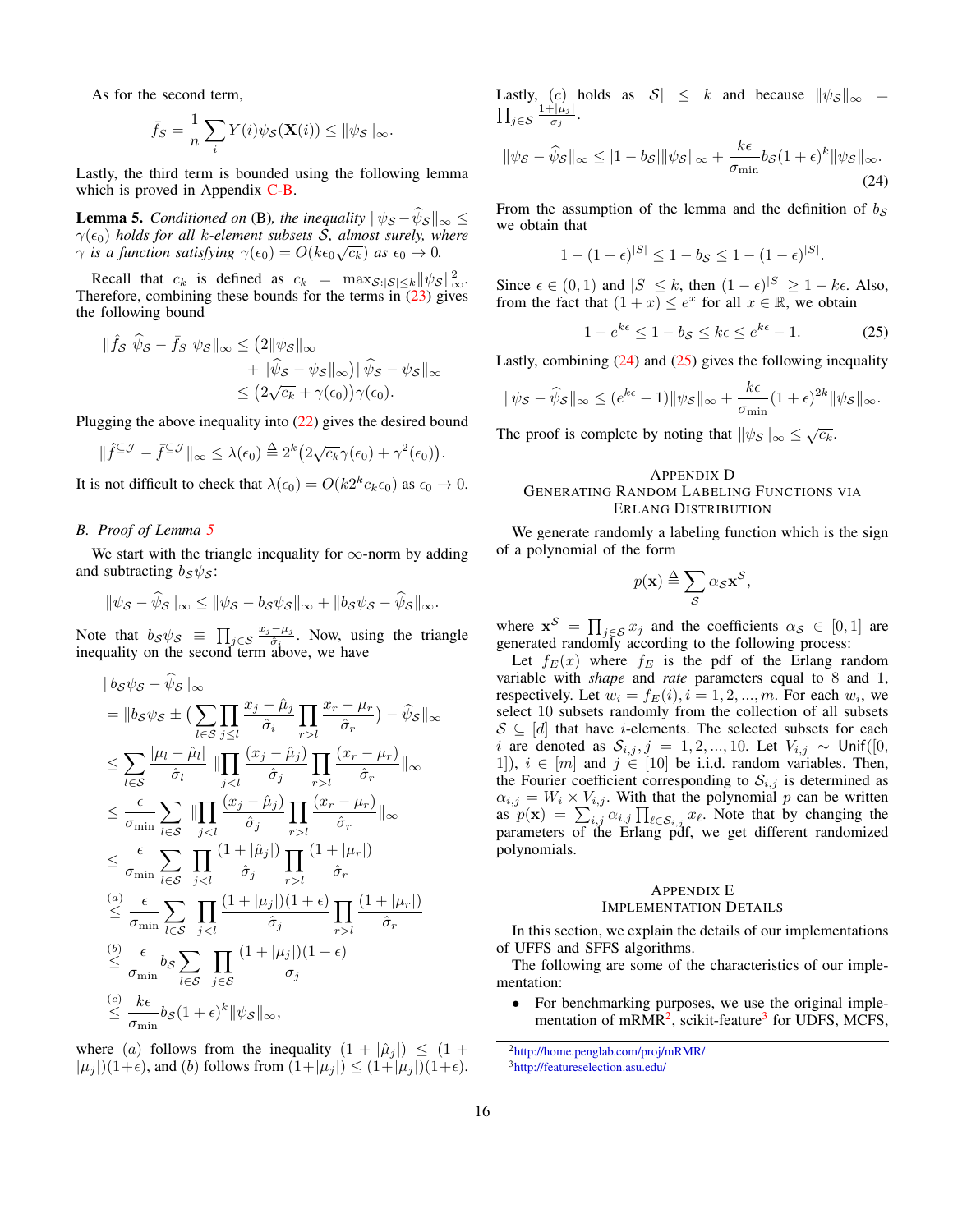As for the second term,

$$\bar{f}_{\mathcal{S}} = \frac{1}{n}\sum_i Y(i)\psi_{\mathcal{S}}(\mathbf{X}(i)) \leq \|\psi_{\mathcal{S}}\|_\infty.$$

Lastly, the third term is bounded using the following lemma which is proved in Appendix C-B.

**Lemma 5.** *Conditioned on* (B), *the inequality* $\|\psi_{\mathcal{S}} - \widehat{\psi}_{\mathcal{S}}\|_\infty \leq \gamma(\epsilon_0)$ *holds for all* $k$*-element subsets* $\mathcal{S}$*, almost surely, where* $\gamma$ *is a function satisfying* $\gamma(\epsilon_0) = O(k\epsilon_0\sqrt{c_k})$ *as* $\epsilon_0 \to 0$.

Recall that $c_k$ is defined as $c_k = \max_{\mathcal{S}:|\mathcal{S}|\leq k}\|\psi_{\mathcal{S}}\|_\infty^2$. Therefore, combining these bounds for the terms in (23) gives the following bound

$$\begin{aligned}\|\hat{f}_{\mathcal{S}}\ \widehat{\psi}_{\mathcal{S}} - \bar{f}_{\mathcal{S}}\ \psi_{\mathcal{S}}\|_\infty &\leq \big(2\|\psi_{\mathcal{S}}\|_\infty \\ &\quad + \|\widehat{\psi}_{\mathcal{S}} - \psi_{\mathcal{S}}\|_\infty\big)\|\widehat{\psi}_{\mathcal{S}} - \psi_{\mathcal{S}}\|_\infty \\ &\leq \big(2\sqrt{c_k} + \gamma(\epsilon_0)\big)\gamma(\epsilon_0).\end{aligned}$$

Plugging the above inequality into (22) gives the desired bound

$$\|\hat{f}^{\subseteq\mathcal{J}} - \bar{f}^{\subseteq\mathcal{J}}\|_\infty \leq \lambda(\epsilon_0) \triangleq 2^k\big(2\sqrt{c_k}\gamma(\epsilon_0) + \gamma^2(\epsilon_0)\big).$$

It is not difficult to check that $\lambda(\epsilon_0) = O(k2^k c_k\epsilon_0)$ as $\epsilon_0 \to 0$.

### B. Proof of Lemma 5

We start with the triangle inequality for $\infty$-norm by adding and subtracting $b_{\mathcal{S}}\psi_{\mathcal{S}}$:

$$\|\psi_{\mathcal{S}} - \widehat{\psi}_{\mathcal{S}}\|_\infty \leq \|\psi_{\mathcal{S}} - b_{\mathcal{S}}\psi_{\mathcal{S}}\|_\infty + \|b_{\mathcal{S}}\psi_{\mathcal{S}} - \widehat{\psi}_{\mathcal{S}}\|_\infty.$$

Note that $b_{\mathcal{S}}\psi_{\mathcal{S}} \equiv \prod_{j\in\mathcal{S}}\frac{x_j - \mu_j}{\hat{\sigma}_j}$. Now, using the triangle inequality on the second term above, we have

$$\begin{aligned}&\|b_{\mathcal{S}}\psi_{\mathcal{S}} - \widehat{\psi}_{\mathcal{S}}\|_\infty \\ &= \|b_{\mathcal{S}}\psi_{\mathcal{S}} \pm \Big(\sum_{l\in\mathcal{S}}\prod_{j\leq l}\frac{x_j - \hat{\mu}_j}{\hat{\sigma}_i}\prod_{r>l}\frac{x_r - \mu_r}{\hat{\sigma}_r}\Big) - \widehat{\psi}_{\mathcal{S}}\|_\infty \\ &\leq \sum_{l\in\mathcal{S}}\frac{|\mu_l - \hat{\mu}_l|}{\hat{\sigma}_l}\ \|\prod_{j<l}\frac{(x_j - \hat{\mu}_j)}{\hat{\sigma}_j}\prod_{r>l}\frac{(x_r - \mu_r)}{\hat{\sigma}_r}\|_\infty \\ &\leq \frac{\epsilon}{\sigma_{\min}}\sum_{l\in\mathcal{S}}\ \|\prod_{j<l}\frac{(x_j - \hat{\mu}_j)}{\hat{\sigma}_j}\prod_{r>l}\frac{(x_r - \mu_r)}{\hat{\sigma}_r}\|_\infty \\ &\leq \frac{\epsilon}{\sigma_{\min}}\sum_{l\in\mathcal{S}}\ \prod_{j<l}\frac{(1+|\hat{\mu}_j|)}{\hat{\sigma}_j}\prod_{r>l}\frac{(1+|\mu_r|)}{\hat{\sigma}_r} \\ &\overset{(a)}{\leq} \frac{\epsilon}{\sigma_{\min}}\sum_{l\in\mathcal{S}}\ \prod_{j<l}\frac{(1+|\mu_j|)(1+\epsilon)}{\hat{\sigma}_j}\prod_{r>l}\frac{(1+|\mu_r|)}{\hat{\sigma}_r} \\ &\overset{(b)}{\leq} \frac{\epsilon}{\sigma_{\min}}b_{\mathcal{S}}\sum_{l\in\mathcal{S}}\ \prod_{j\in\mathcal{S}}\frac{(1+|\mu_j|)(1+\epsilon)}{\sigma_j} \\ &\overset{(c)}{\leq} \frac{k\epsilon}{\sigma_{\min}}b_{\mathcal{S}}(1+\epsilon)^k\|\psi_{\mathcal{S}}\|_\infty,\end{aligned}$$

where $(a)$ follows from the inequality $(1 + |\hat{\mu}_j|) \leq (1 + |\mu_j|)(1+\epsilon)$, and $(b)$ follows from $(1+|\mu_j|) \leq (1+|\mu_j|)(1+\epsilon)$. Lastly, $(c)$ holds as $|\mathcal{S}| \leq k$ and because $\|\psi_{\mathcal{S}}\|_\infty = \prod_{j\in\mathcal{S}}\frac{1+|\mu_j|}{\sigma_j}$.

$$\|\psi_{\mathcal{S}} - \widehat{\psi}_{\mathcal{S}}\|_\infty \leq |1 - b_{\mathcal{S}}|\|\psi_{\mathcal{S}}\|_\infty + \frac{k\epsilon}{\sigma_{\min}}b_{\mathcal{S}}(1+\epsilon)^k\|\psi_{\mathcal{S}}\|_\infty. \tag{24}$$

From the assumption of the lemma and the definition of $b_{\mathcal{S}}$ we obtain that

$$1 - (1+\epsilon)^{|S|} \leq 1 - b_{\mathcal{S}} \leq 1 - (1-\epsilon)^{|S|}.$$

Since $\epsilon \in (0,1)$ and $|S| \leq k$, then $(1-\epsilon)^{|S|} \geq 1 - k\epsilon$. Also, from the fact that $(1+x) \leq e^x$ for all $x \in \mathbb{R}$, we obtain

$$1 - e^{k\epsilon} \leq 1 - b_{\mathcal{S}} \leq k\epsilon \leq e^{k\epsilon} - 1. \tag{25}$$

Lastly, combining (24) and (25) gives the following inequality

$$\|\psi_{\mathcal{S}} - \widehat{\psi}_{\mathcal{S}}\|_\infty \leq (e^{k\epsilon} - 1)\|\psi_{\mathcal{S}}\|_\infty + \frac{k\epsilon}{\sigma_{\min}}(1+\epsilon)^{2k}\|\psi_{\mathcal{S}}\|_\infty.$$

The proof is complete by noting that $\|\psi_{\mathcal{S}}\|_\infty \leq \sqrt{c_k}$.

## Appendix D
## Generating Random Labeling Functions via Erlang Distribution

We generate randomly a labeling function which is the sign of a polynomial of the form

$$p(\mathbf{x}) \triangleq \sum_{\mathcal{S}}\alpha_{\mathcal{S}}\mathbf{x}^{\mathcal{S}},$$

where $\mathbf{x}^{\mathcal{S}} = \prod_{j\in\mathcal{S}}x_j$ and the coefficients $\alpha_{\mathcal{S}} \in [0,1]$ are generated randomly according to the following process:

Let $f_E(x)$ where $f_E$ is the pdf of the Erlang random variable with *shape* and *rate* parameters equal to 8 and 1, respectively. Let $w_i = f_E(i), i = 1,2,...,m$. For each $w_i$, we select 10 subsets randomly from the collection of all subsets $\mathcal{S} \subseteq [d]$ that have $i$-elements. The selected subsets for each $i$ are denoted as $\mathcal{S}_{i,j}, j = 1,2,...,10$. Let $V_{i,j} \sim$ Unif([0, 1]), $i \in [m]$ and $j \in [10]$ be i.i.d. random variables. Then, the Fourier coefficient corresponding to $\mathcal{S}_{i,j}$ is determined as $\alpha_{i,j} = W_i \times V_{i,j}$. With that the polynomial $p$ can be written as $p(\mathbf{x}) = \sum_{i,j}\alpha_{i,j}\prod_{\ell\in\mathcal{S}_{i,j}}x_\ell$. Note that by changing the parameters of the Erlang pdf, we get different randomized polynomials.

## Appendix E
## Implementation Details

In this section, we explain the details of our implementations of UFFS and SFFS algorithms.

The following are some of the characteristics of our implementation:

- For benchmarking purposes, we use the original implementation of mRMR[2], scikit-feature[3] for UDFS, MCFS,

[2] http://home.penglab.com/proj/mRMR/

[3] http://featureselection.asu.edu/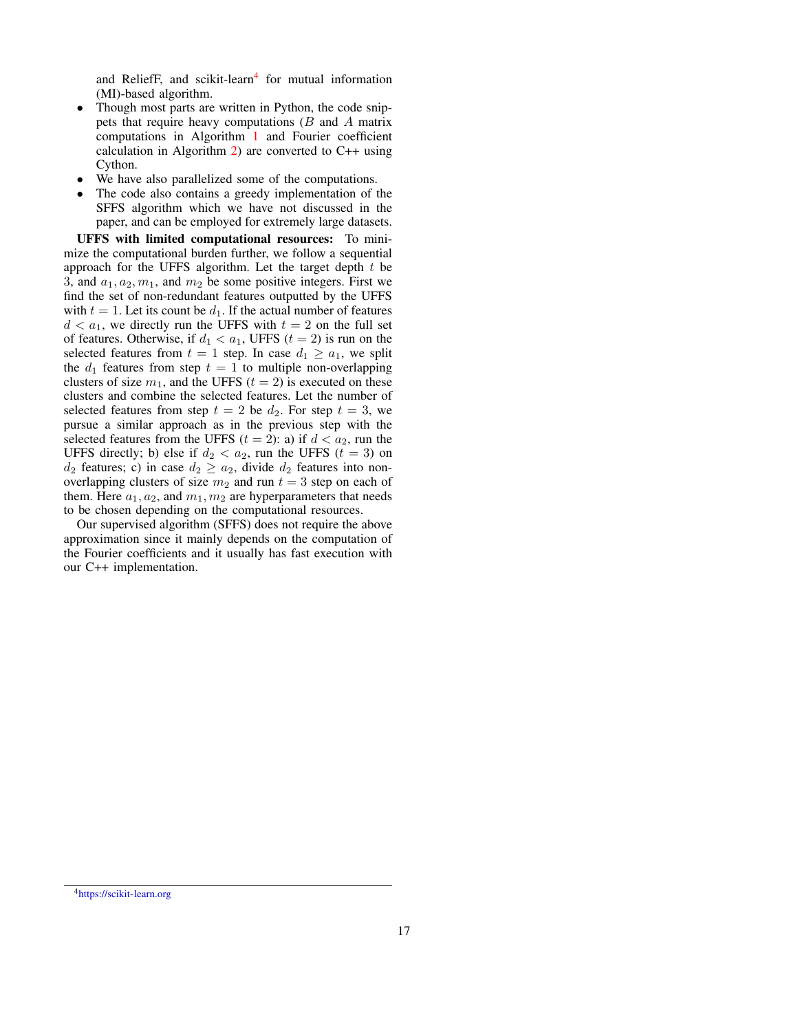and ReliefF, and scikit-learn[4] for mutual information (MI)-based algorithm.

- Though most parts are written in Python, the code snippets that require heavy computations ($B$ and $A$ matrix computations in Algorithm 1 and Fourier coefficient calculation in Algorithm 2) are converted to C++ using Cython.
- We have also parallelized some of the computations.
- The code also contains a greedy implementation of the SFFS algorithm which we have not discussed in the paper, and can be employed for extremely large datasets.

**UFFS with limited computational resources:** To minimize the computational burden further, we follow a sequential approach for the UFFS algorithm. Let the target depth $t$ be 3, and $a_1, a_2, m_1$, and $m_2$ be some positive integers. First we find the set of non-redundant features outputted by the UFFS with $t = 1$. Let its count be $d_1$. If the actual number of features $d < a_1$, we directly run the UFFS with $t = 2$ on the full set of features. Otherwise, if $d_1 < a_1$, UFFS ($t = 2$) is run on the selected features from $t = 1$ step. In case $d_1 \geq a_1$, we split the $d_1$ features from step $t = 1$ to multiple non-overlapping clusters of size $m_1$, and the UFFS ($t = 2$) is executed on these clusters and combine the selected features. Let the number of selected features from step $t = 2$ be $d_2$. For step $t = 3$, we pursue a similar approach as in the previous step with the selected features from the UFFS ($t = 2$): a) if $d < a_2$, run the UFFS directly; b) else if $d_2 < a_2$, run the UFFS ($t = 3$) on $d_2$ features; c) in case $d_2 \geq a_2$, divide $d_2$ features into non-overlapping clusters of size $m_2$ and run $t = 3$ step on each of them. Here $a_1, a_2$, and $m_1, m_2$ are hyperparameters that needs to be chosen depending on the computational resources.

Our supervised algorithm (SFFS) does not require the above approximation since it mainly depends on the computation of the Fourier coefficients and it usually has fast execution with our C++ implementation.

[4] https://scikit-learn.org